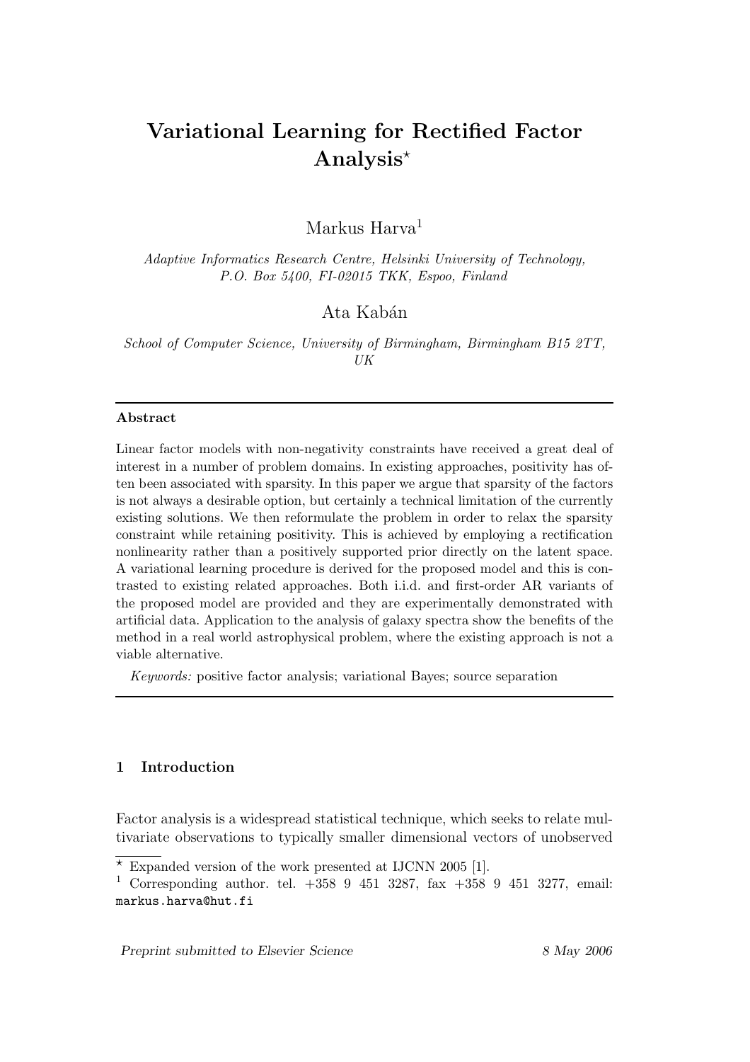# Variational Learning for Rectified Factor Analysis*

Markus Harva[1]

*Adaptive Informatics Research Centre, Helsinki University of Technology, P.O. Box 5400, FI-02015 TKK, Espoo, Finland*

Ata Kabán

*School of Computer Science, University of Birmingham, Birmingham B15 2TT, UK*

---

**Abstract**

Linear factor models with non-negativity constraints have received a great deal of interest in a number of problem domains. In existing approaches, positivity has often been associated with sparsity. In this paper we argue that sparsity of the factors is not always a desirable option, but certainly a technical limitation of the currently existing solutions. We then reformulate the problem in order to relax the sparsity constraint while retaining positivity. This is achieved by employing a rectification nonlinearity rather than a positively supported prior directly on the latent space. A variational learning procedure is derived for the proposed model and this is contrasted to existing related approaches. Both i.i.d. and first-order AR variants of the proposed model are provided and they are experimentally demonstrated with artificial data. Application to the analysis of galaxy spectra show the benefits of the method in a real world astrophysical problem, where the existing approach is not a viable alternative.

*Keywords:* positive factor analysis; variational Bayes; source separation

---

## 1 Introduction

Factor analysis is a widespread statistical technique, which seeks to relate multivariate observations to typically smaller dimensional vectors of unobserved

---

* Expanded version of the work presented at IJCNN 2005 [1].

[1] Corresponding author. tel. +358 9 451 3287, fax +358 9 451 3277, email: `markus.harva@hut.fi`

*Preprint submitted to Elsevier Science* 8 May 2006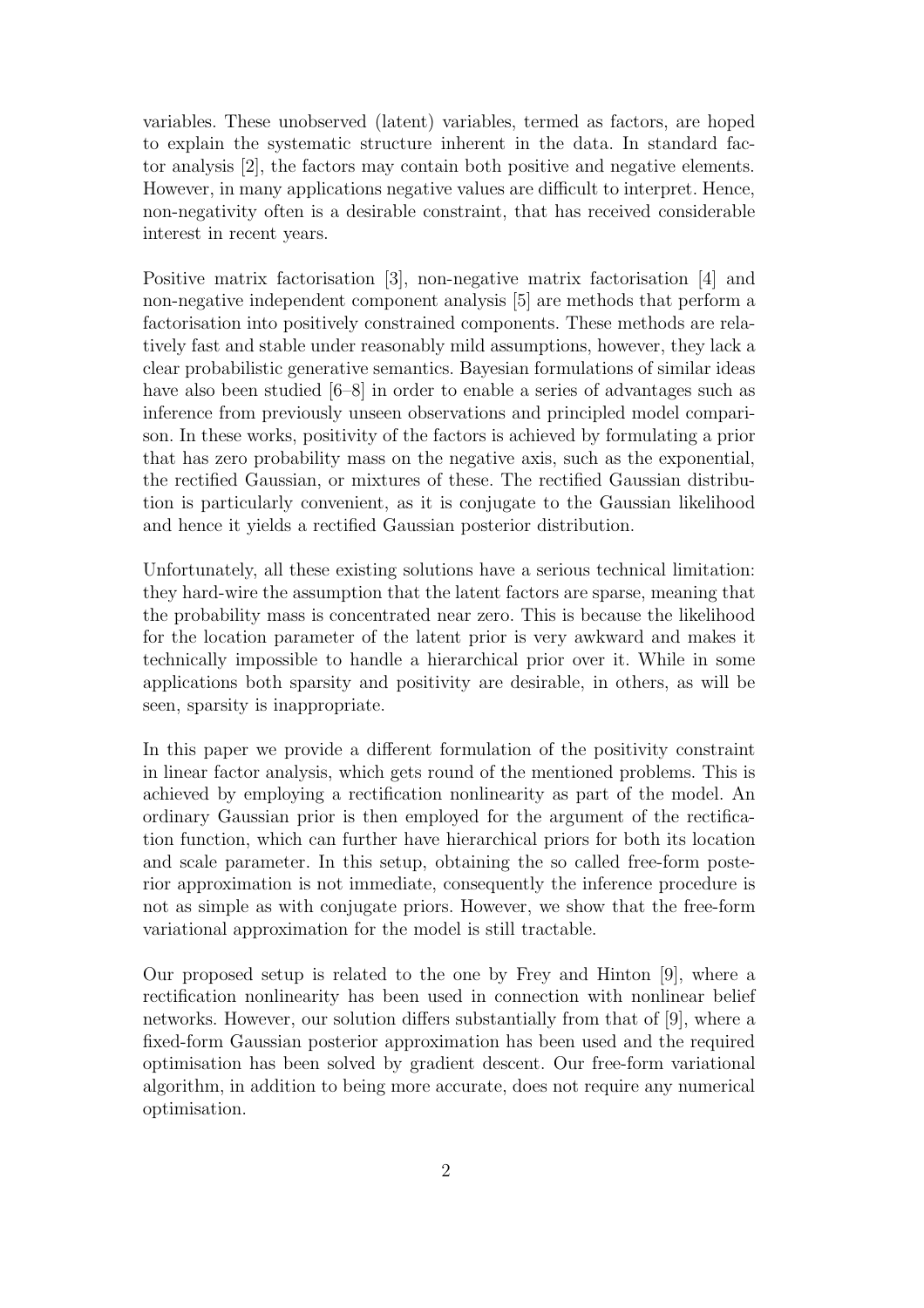variables. These unobserved (latent) variables, termed as factors, are hoped to explain the systematic structure inherent in the data. In standard factor analysis [2], the factors may contain both positive and negative elements. However, in many applications negative values are difficult to interpret. Hence, non-negativity often is a desirable constraint, that has received considerable interest in recent years.

Positive matrix factorisation [3], non-negative matrix factorisation [4] and non-negative independent component analysis [5] are methods that perform a factorisation into positively constrained components. These methods are relatively fast and stable under reasonably mild assumptions, however, they lack a clear probabilistic generative semantics. Bayesian formulations of similar ideas have also been studied [6–8] in order to enable a series of advantages such as inference from previously unseen observations and principled model comparison. In these works, positivity of the factors is achieved by formulating a prior that has zero probability mass on the negative axis, such as the exponential, the rectified Gaussian, or mixtures of these. The rectified Gaussian distribution is particularly convenient, as it is conjugate to the Gaussian likelihood and hence it yields a rectified Gaussian posterior distribution.

Unfortunately, all these existing solutions have a serious technical limitation: they hard-wire the assumption that the latent factors are sparse, meaning that the probability mass is concentrated near zero. This is because the likelihood for the location parameter of the latent prior is very awkward and makes it technically impossible to handle a hierarchical prior over it. While in some applications both sparsity and positivity are desirable, in others, as will be seen, sparsity is inappropriate.

In this paper we provide a different formulation of the positivity constraint in linear factor analysis, which gets round of the mentioned problems. This is achieved by employing a rectification nonlinearity as part of the model. An ordinary Gaussian prior is then employed for the argument of the rectification function, which can further have hierarchical priors for both its location and scale parameter. In this setup, obtaining the so called free-form posterior approximation is not immediate, consequently the inference procedure is not as simple as with conjugate priors. However, we show that the free-form variational approximation for the model is still tractable.

Our proposed setup is related to the one by Frey and Hinton [9], where a rectification nonlinearity has been used in connection with nonlinear belief networks. However, our solution differs substantially from that of [9], where a fixed-form Gaussian posterior approximation has been used and the required optimisation has been solved by gradient descent. Our free-form variational algorithm, in addition to being more accurate, does not require any numerical optimisation.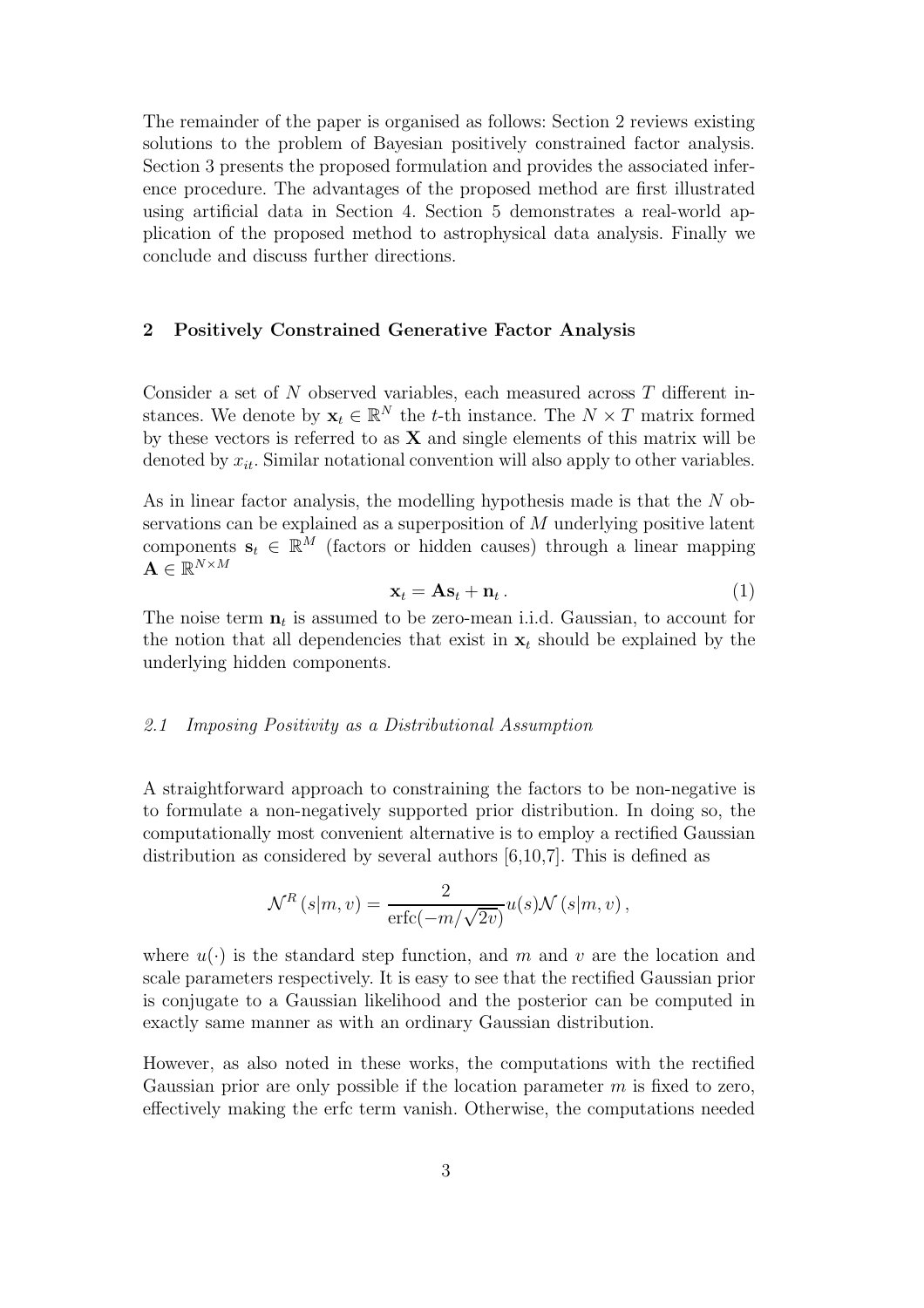The remainder of the paper is organised as follows: Section 2 reviews existing solutions to the problem of Bayesian positively constrained factor analysis. Section 3 presents the proposed formulation and provides the associated inference procedure. The advantages of the proposed method are first illustrated using artificial data in Section 4. Section 5 demonstrates a real-world application of the proposed method to astrophysical data analysis. Finally we conclude and discuss further directions.

## 2 Positively Constrained Generative Factor Analysis

Consider a set of $N$ observed variables, each measured across $T$ different instances. We denote by $\mathbf{x}_t \in \mathbb{R}^N$ the $t$-th instance. The $N \times T$ matrix formed by these vectors is referred to as $\mathbf{X}$ and single elements of this matrix will be denoted by $x_{it}$. Similar notational convention will also apply to other variables.

As in linear factor analysis, the modelling hypothesis made is that the $N$ observations can be explained as a superposition of $M$ underlying positive latent components $\mathbf{s}_t \in \mathbb{R}^M$ (factors or hidden causes) through a linear mapping $\mathbf{A} \in \mathbb{R}^{N \times M}$

$$\mathbf{x}_t = \mathbf{A}\mathbf{s}_t + \mathbf{n}_t \,. \tag{1}$$

The noise term $\mathbf{n}_t$ is assumed to be zero-mean i.i.d. Gaussian, to account for the notion that all dependencies that exist in $\mathbf{x}_t$ should be explained by the underlying hidden components.

### *2.1 Imposing Positivity as a Distributional Assumption*

A straightforward approach to constraining the factors to be non-negative is to formulate a non-negatively supported prior distribution. In doing so, the computationally most convenient alternative is to employ a rectified Gaussian distribution as considered by several authors [6,10,7]. This is defined as

$$\mathcal{N}^R(s|m,v) = \frac{2}{\operatorname{erfc}(-m/\sqrt{2v})} u(s) \mathcal{N}(s|m,v) \,,$$

where $u(\cdot)$ is the standard step function, and $m$ and $v$ are the location and scale parameters respectively. It is easy to see that the rectified Gaussian prior is conjugate to a Gaussian likelihood and the posterior can be computed in exactly same manner as with an ordinary Gaussian distribution.

However, as also noted in these works, the computations with the rectified Gaussian prior are only possible if the location parameter $m$ is fixed to zero, effectively making the erfc term vanish. Otherwise, the computations needed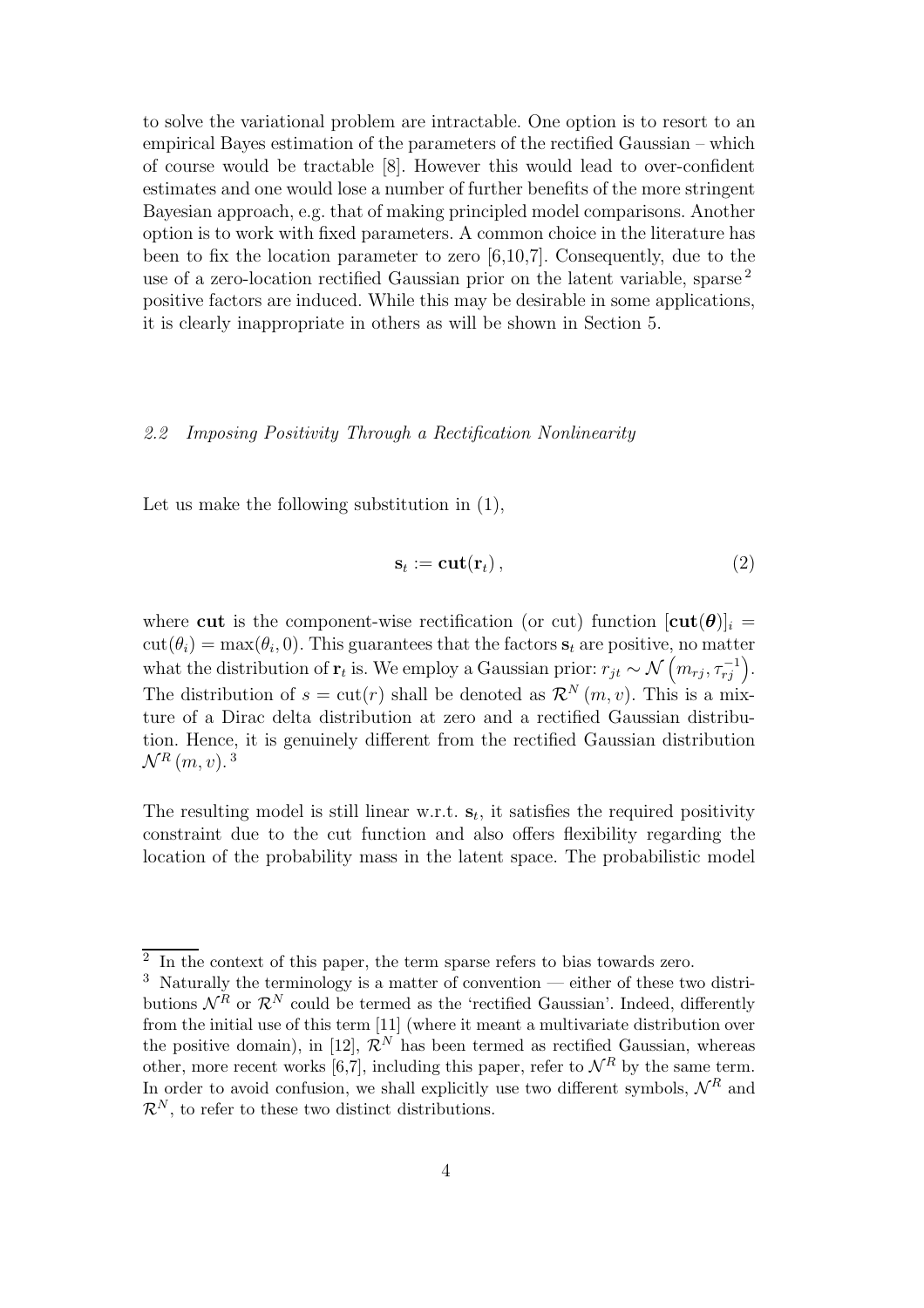to solve the variational problem are intractable. One option is to resort to an empirical Bayes estimation of the parameters of the rectified Gaussian – which of course would be tractable [8]. However this would lead to over-confident estimates and one would lose a number of further benefits of the more stringent Bayesian approach, e.g. that of making principled model comparisons. Another option is to work with fixed parameters. A common choice in the literature has been to fix the location parameter to zero [6,10,7]. Consequently, due to the use of a zero-location rectified Gaussian prior on the latent variable, sparse [2] positive factors are induced. While this may be desirable in some applications, it is clearly inappropriate in others as will be shown in Section 5.

### *2.2 Imposing Positivity Through a Rectification Nonlinearity*

Let us make the following substitution in (1),

$$\mathbf{s}_t := \mathbf{cut}(\mathbf{r}_t)\,, \tag{2}$$

where **cut** is the component-wise rectification (or cut) function $[\mathbf{cut}(\boldsymbol{\theta})]_i = \mathrm{cut}(\theta_i) = \max(\theta_i, 0)$. This guarantees that the factors $\mathbf{s}_t$ are positive, no matter what the distribution of $\mathbf{r}_t$ is. We employ a Gaussian prior: $r_{jt} \sim \mathcal{N}\left(m_{rj}, \tau_{rj}^{-1}\right)$. The distribution of $s = \mathrm{cut}(r)$ shall be denoted as $\mathcal{R}^N(m, v)$. This is a mixture of a Dirac delta distribution at zero and a rectified Gaussian distribution. Hence, it is genuinely different from the rectified Gaussian distribution $\mathcal{N}^R(m, v)$. [3]

The resulting model is still linear w.r.t. $\mathbf{s}_t$, it satisfies the required positivity constraint due to the cut function and also offers flexibility regarding the location of the probability mass in the latent space. The probabilistic model

---

[2] In the context of this paper, the term sparse refers to bias towards zero.

[3] Naturally the terminology is a matter of convention — either of these two distributions $\mathcal{N}^R$ or $\mathcal{R}^N$ could be termed as the 'rectified Gaussian'. Indeed, differently from the initial use of this term [11] (where it meant a multivariate distribution over the positive domain), in [12], $\mathcal{R}^N$ has been termed as rectified Gaussian, whereas other, more recent works [6,7], including this paper, refer to $\mathcal{N}^R$ by the same term. In order to avoid confusion, we shall explicitly use two different symbols, $\mathcal{N}^R$ and $\mathcal{R}^N$, to refer to these two distinct distributions.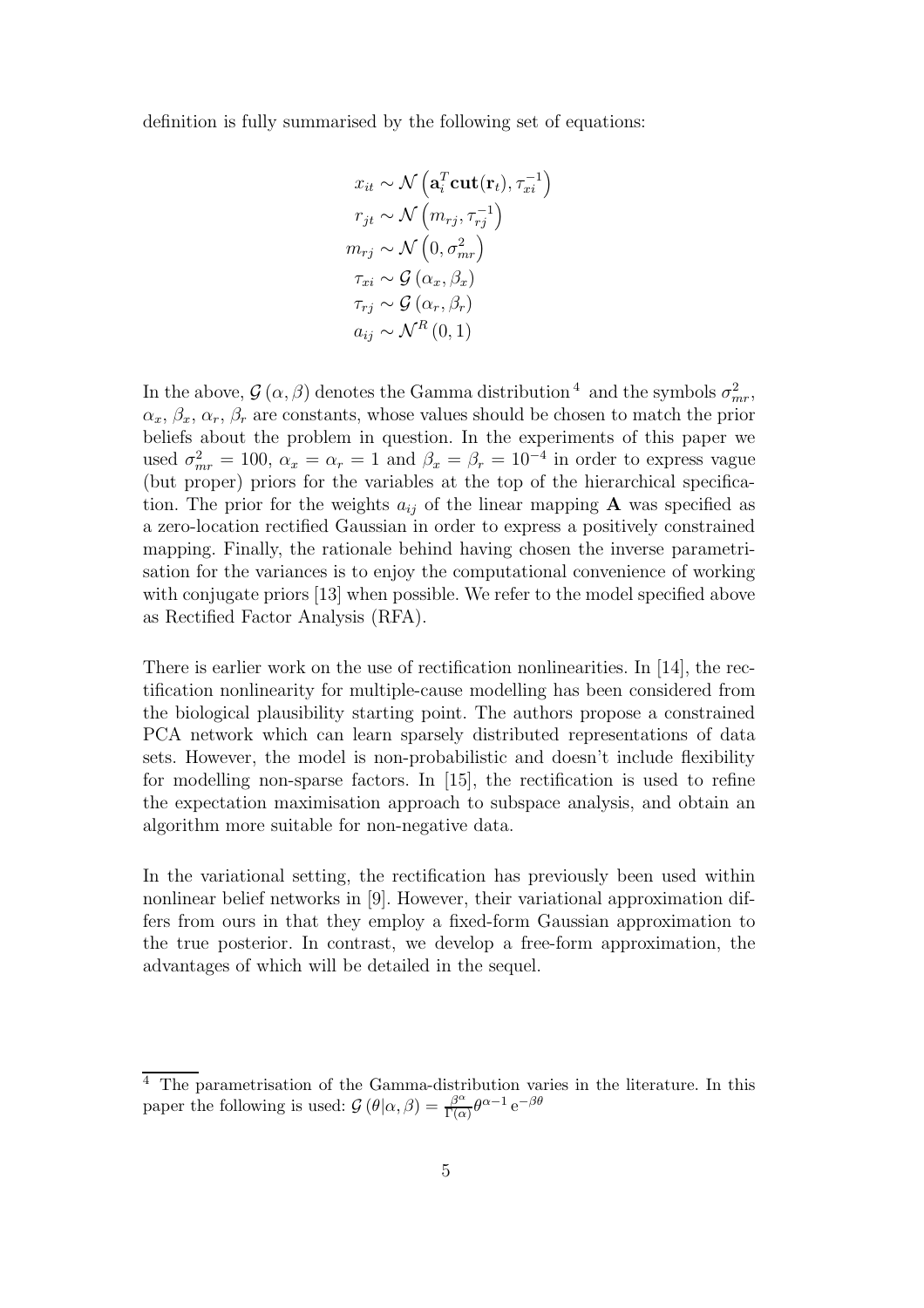definition is fully summarised by the following set of equations:

$$
\begin{aligned}
x_{it} &\sim \mathcal{N}\left(\mathbf{a}_i^T \mathbf{cut}(\mathbf{r}_t), \tau_{xi}^{-1}\right) \\
r_{jt} &\sim \mathcal{N}\left(m_{rj}, \tau_{rj}^{-1}\right) \\
m_{rj} &\sim \mathcal{N}\left(0, \sigma_{mr}^2\right) \\
\tau_{xi} &\sim \mathcal{G}\left(\alpha_x, \beta_x\right) \\
\tau_{rj} &\sim \mathcal{G}\left(\alpha_r, \beta_r\right) \\
a_{ij} &\sim \mathcal{N}^R\left(0, 1\right)
\end{aligned}
$$

In the above, $\mathcal{G}(\alpha, \beta)$ denotes the Gamma distribution [4] and the symbols $\sigma_{mr}^2$, $\alpha_x$, $\beta_x$, $\alpha_r$, $\beta_r$ are constants, whose values should be chosen to match the prior beliefs about the problem in question. In the experiments of this paper we used $\sigma_{mr}^2 = 100$, $\alpha_x = \alpha_r = 1$ and $\beta_x = \beta_r = 10^{-4}$ in order to express vague (but proper) priors for the variables at the top of the hierarchical specification. The prior for the weights $a_{ij}$ of the linear mapping $\mathbf{A}$ was specified as a zero-location rectified Gaussian in order to express a positively constrained mapping. Finally, the rationale behind having chosen the inverse parametrisation for the variances is to enjoy the computational convenience of working with conjugate priors [13] when possible. We refer to the model specified above as Rectified Factor Analysis (RFA).

There is earlier work on the use of rectification nonlinearities. In [14], the rectification nonlinearity for multiple-cause modelling has been considered from the biological plausibility starting point. The authors propose a constrained PCA network which can learn sparsely distributed representations of data sets. However, the model is non-probabilistic and doesn't include flexibility for modelling non-sparse factors. In [15], the rectification is used to refine the expectation maximisation approach to subspace analysis, and obtain an algorithm more suitable for non-negative data.

In the variational setting, the rectification has previously been used within nonlinear belief networks in [9]. However, their variational approximation differs from ours in that they employ a fixed-form Gaussian approximation to the true posterior. In contrast, we develop a free-form approximation, the advantages of which will be detailed in the sequel.

[4] The parametrisation of the Gamma-distribution varies in the literature. In this paper the following is used: $\mathcal{G}(\theta|\alpha, \beta) = \frac{\beta^\alpha}{\Gamma(\alpha)} \theta^{\alpha-1} \mathrm{e}^{-\beta\theta}$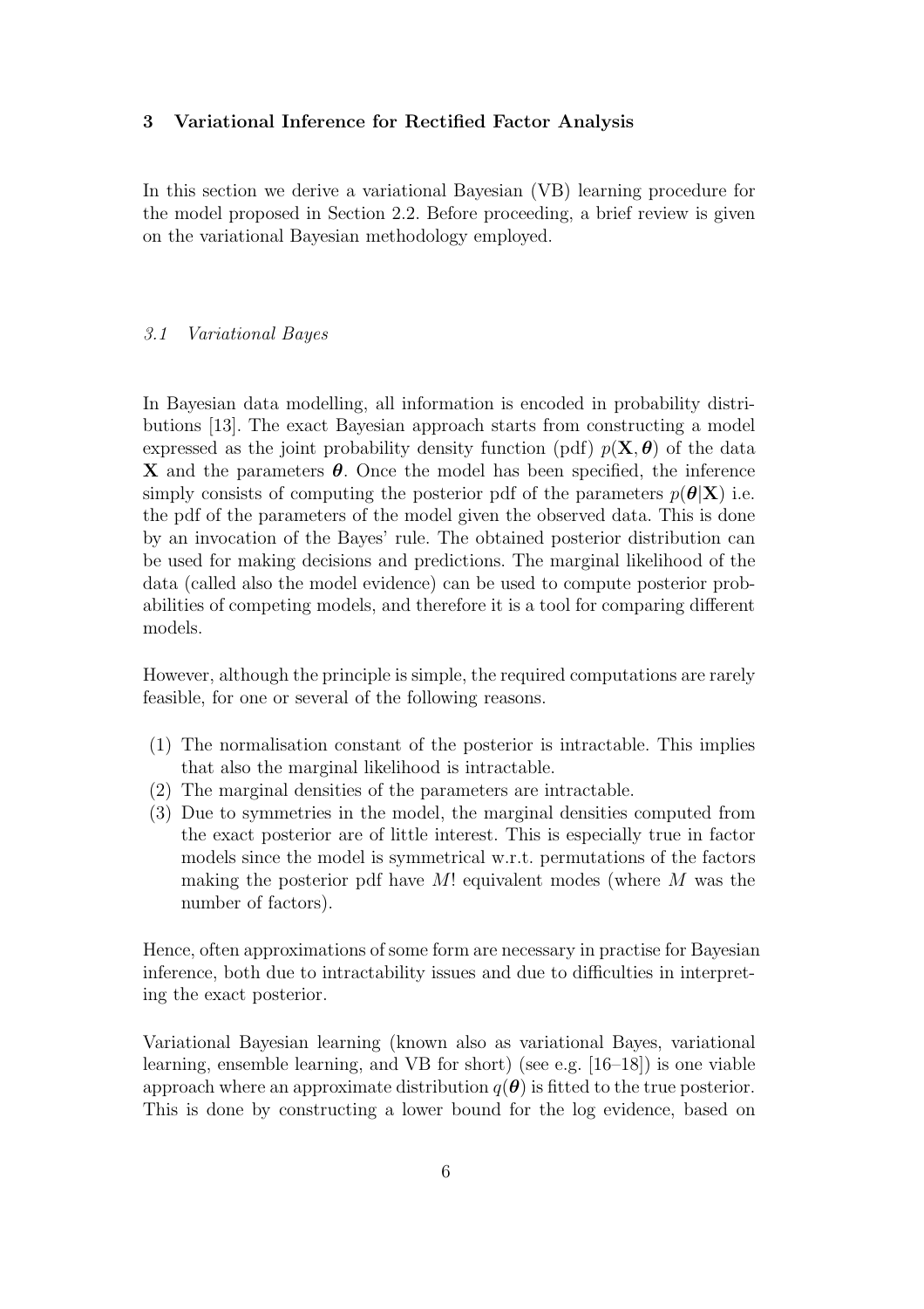## 3 Variational Inference for Rectified Factor Analysis

In this section we derive a variational Bayesian (VB) learning procedure for the model proposed in Section 2.2. Before proceeding, a brief review is given on the variational Bayesian methodology employed.

### *3.1 Variational Bayes*

In Bayesian data modelling, all information is encoded in probability distributions [13]. The exact Bayesian approach starts from constructing a model expressed as the joint probability density function (pdf) $p(\mathbf{X}, \boldsymbol{\theta})$ of the data $\mathbf{X}$ and the parameters $\boldsymbol{\theta}$. Once the model has been specified, the inference simply consists of computing the posterior pdf of the parameters $p(\boldsymbol{\theta}|\mathbf{X})$ i.e. the pdf of the parameters of the model given the observed data. This is done by an invocation of the Bayes' rule. The obtained posterior distribution can be used for making decisions and predictions. The marginal likelihood of the data (called also the model evidence) can be used to compute posterior probabilities of competing models, and therefore it is a tool for comparing different models.

However, although the principle is simple, the required computations are rarely feasible, for one or several of the following reasons.

(1) The normalisation constant of the posterior is intractable. This implies that also the marginal likelihood is intractable.
(2) The marginal densities of the parameters are intractable.
(3) Due to symmetries in the model, the marginal densities computed from the exact posterior are of little interest. This is especially true in factor models since the model is symmetrical w.r.t. permutations of the factors making the posterior pdf have $M!$ equivalent modes (where $M$ was the number of factors).

Hence, often approximations of some form are necessary in practise for Bayesian inference, both due to intractability issues and due to difficulties in interpreting the exact posterior.

Variational Bayesian learning (known also as variational Bayes, variational learning, ensemble learning, and VB for short) (see e.g. [16–18]) is one viable approach where an approximate distribution $q(\boldsymbol{\theta})$ is fitted to the true posterior. This is done by constructing a lower bound for the log evidence, based on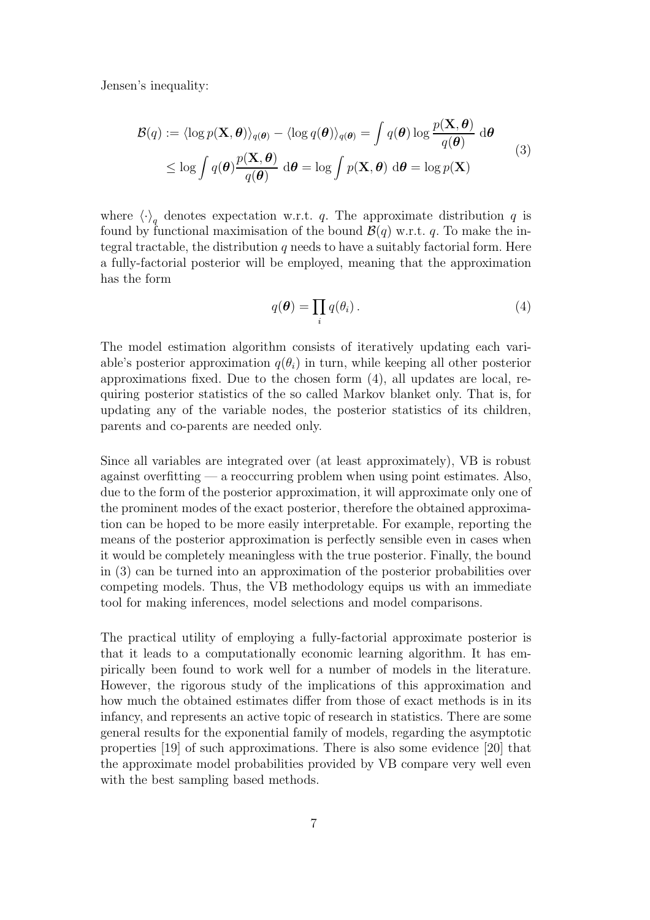Jensen's inequality:

$$
\begin{aligned}
\mathcal{B}(q) &:= \langle \log p(\mathbf{X}, \boldsymbol{\theta}) \rangle_{q(\boldsymbol{\theta})} - \langle \log q(\boldsymbol{\theta}) \rangle_{q(\boldsymbol{\theta})} = \int q(\boldsymbol{\theta}) \log \frac{p(\mathbf{X}, \boldsymbol{\theta})}{q(\boldsymbol{\theta})} \, \mathrm{d}\boldsymbol{\theta} \\
&\leq \log \int q(\boldsymbol{\theta}) \frac{p(\mathbf{X}, \boldsymbol{\theta})}{q(\boldsymbol{\theta})} \, \mathrm{d}\boldsymbol{\theta} = \log \int p(\mathbf{X}, \boldsymbol{\theta}) \, \mathrm{d}\boldsymbol{\theta} = \log p(\mathbf{X})
\end{aligned}
\tag{3}
$$

where $\langle \cdot \rangle_q$ denotes expectation w.r.t. $q$. The approximate distribution $q$ is found by functional maximisation of the bound $\mathcal{B}(q)$ w.r.t. $q$. To make the integral tractable, the distribution $q$ needs to have a suitably factorial form. Here a fully-factorial posterior will be employed, meaning that the approximation has the form

$$
q(\boldsymbol{\theta}) = \prod_i q(\theta_i) \,. \tag{4}
$$

The model estimation algorithm consists of iteratively updating each variable's posterior approximation $q(\theta_i)$ in turn, while keeping all other posterior approximations fixed. Due to the chosen form (4), all updates are local, requiring posterior statistics of the so called Markov blanket only. That is, for updating any of the variable nodes, the posterior statistics of its children, parents and co-parents are needed only.

Since all variables are integrated over (at least approximately), VB is robust against overfitting — a reoccurring problem when using point estimates. Also, due to the form of the posterior approximation, it will approximate only one of the prominent modes of the exact posterior, therefore the obtained approximation can be hoped to be more easily interpretable. For example, reporting the means of the posterior approximation is perfectly sensible even in cases when it would be completely meaningless with the true posterior. Finally, the bound in (3) can be turned into an approximation of the posterior probabilities over competing models. Thus, the VB methodology equips us with an immediate tool for making inferences, model selections and model comparisons.

The practical utility of employing a fully-factorial approximate posterior is that it leads to a computationally economic learning algorithm. It has empirically been found to work well for a number of models in the literature. However, the rigorous study of the implications of this approximation and how much the obtained estimates differ from those of exact methods is in its infancy, and represents an active topic of research in statistics. There are some general results for the exponential family of models, regarding the asymptotic properties [19] of such approximations. There is also some evidence [20] that the approximate model probabilities provided by VB compare very well even with the best sampling based methods.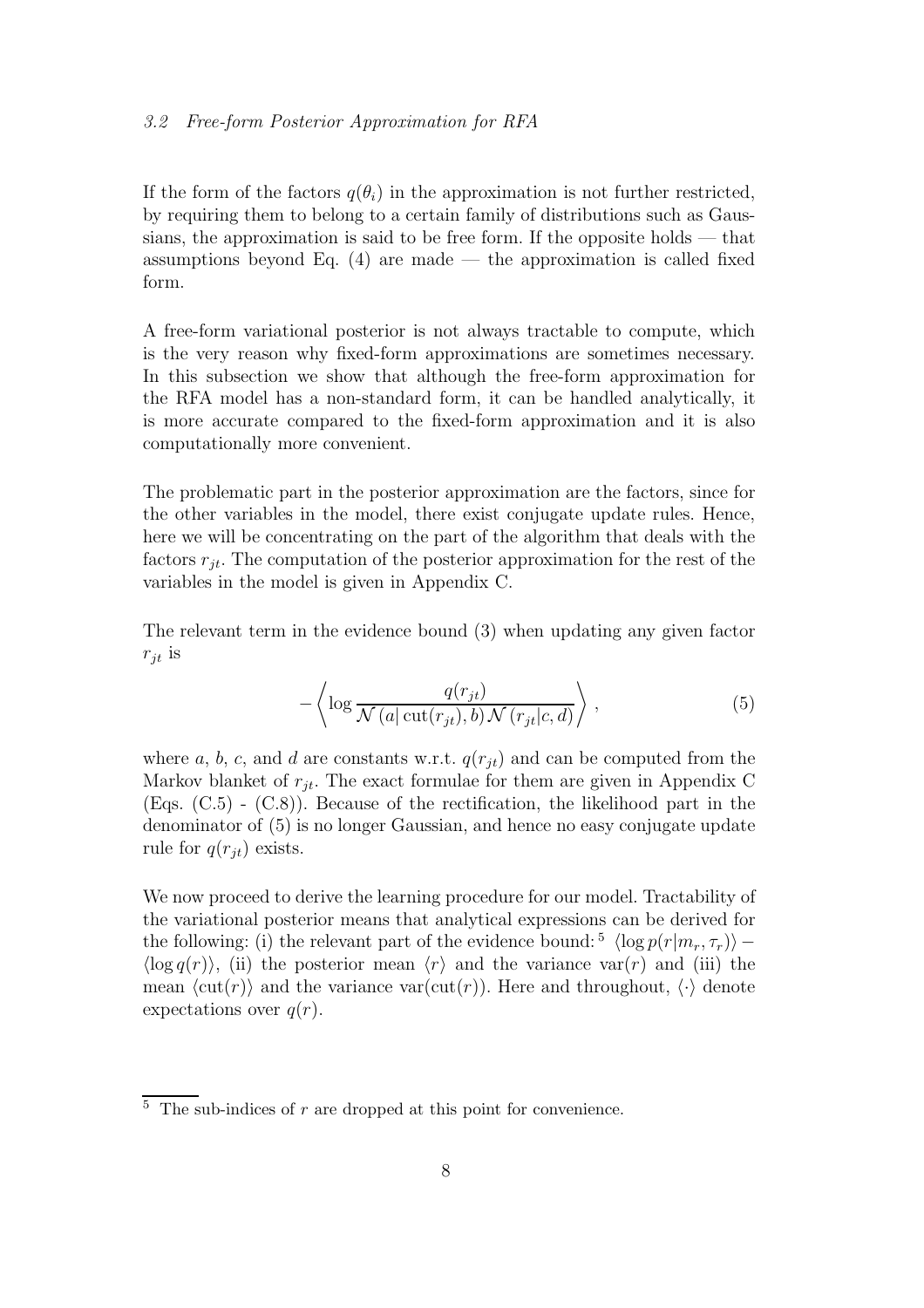### *3.2 Free-form Posterior Approximation for RFA*

If the form of the factors $q(\theta_i)$ in the approximation is not further restricted, by requiring them to belong to a certain family of distributions such as Gaussians, the approximation is said to be free form. If the opposite holds — that assumptions beyond Eq. (4) are made — the approximation is called fixed form.

A free-form variational posterior is not always tractable to compute, which is the very reason why fixed-form approximations are sometimes necessary. In this subsection we show that although the free-form approximation for the RFA model has a non-standard form, it can be handled analytically, it is more accurate compared to the fixed-form approximation and it is also computationally more convenient.

The problematic part in the posterior approximation are the factors, since for the other variables in the model, there exist conjugate update rules. Hence, here we will be concentrating on the part of the algorithm that deals with the factors $r_{jt}$. The computation of the posterior approximation for the rest of the variables in the model is given in Appendix C.

The relevant term in the evidence bound (3) when updating any given factor $r_{jt}$ is

$$-\left\langle \log \frac{q(r_{jt})}{\mathcal{N}\left(a|\operatorname{cut}(r_{jt}), b\right)\mathcal{N}\left(r_{jt}|c, d\right)} \right\rangle , \tag{5}$$

where $a$, $b$, $c$, and $d$ are constants w.r.t. $q(r_{jt})$ and can be computed from the Markov blanket of $r_{jt}$. The exact formulae for them are given in Appendix C (Eqs. (C.5) - (C.8)). Because of the rectification, the likelihood part in the denominator of (5) is no longer Gaussian, and hence no easy conjugate update rule for $q(r_{jt})$ exists.

We now proceed to derive the learning procedure for our model. Tractability of the variational posterior means that analytical expressions can be derived for the following: (i) the relevant part of the evidence bound:[5] $\langle \log p(r|m_r, \tau_r)\rangle - \langle \log q(r)\rangle$, (ii) the posterior mean $\langle r\rangle$ and the variance $\operatorname{var}(r)$ and (iii) the mean $\langle \operatorname{cut}(r)\rangle$ and the variance $\operatorname{var}(\operatorname{cut}(r))$. Here and throughout, $\langle\cdot\rangle$ denote expectations over $q(r)$.

[5] The sub-indices of $r$ are dropped at this point for convenience.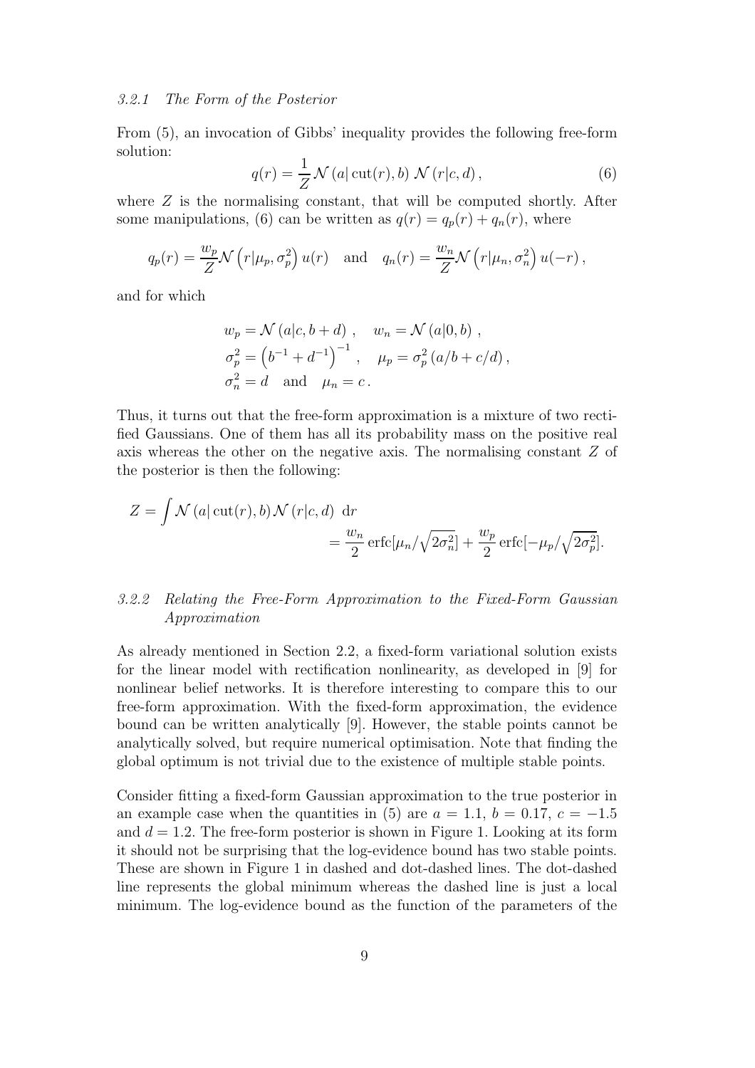#### 3.2.1 The Form of the Posterior

From (5), an invocation of Gibbs' inequality provides the following free-form solution:

$$q(r) = \frac{1}{Z} \mathcal{N}\left(a|\, \mathrm{cut}(r), b\right) \mathcal{N}\left(r|c, d\right), \tag{6}$$

where $Z$ is the normalising constant, that will be computed shortly. After some manipulations, (6) can be written as $q(r) = q_p(r) + q_n(r)$, where

$$q_p(r) = \frac{w_p}{Z}\mathcal{N}\left(r|\mu_p, \sigma_p^2\right) u(r) \quad \text{and} \quad q_n(r) = \frac{w_n}{Z}\mathcal{N}\left(r|\mu_n, \sigma_n^2\right) u(-r)\,,$$

and for which

$$\begin{aligned}
&w_p = \mathcal{N}\left(a|c, b+d\right)\,, \quad w_n = \mathcal{N}\left(a|0, b\right)\,, \\
&\sigma_p^2 = \left(b^{-1} + d^{-1}\right)^{-1}\,, \quad \mu_p = \sigma_p^2\left(a/b + c/d\right), \\
&\sigma_n^2 = d \quad \text{and} \quad \mu_n = c\,.
\end{aligned}$$

Thus, it turns out that the free-form approximation is a mixture of two rectified Gaussians. One of them has all its probability mass on the positive real axis whereas the other on the negative axis. The normalising constant $Z$ of the posterior is then the following:

$$\begin{aligned}
Z = \int \mathcal{N}\left(a|\, \mathrm{cut}(r), b\right) \mathcal{N}\left(r|c, d\right)\, \mathrm{d}r \\
= \frac{w_n}{2}\,\mathrm{erfc}[\mu_n/\sqrt{2\sigma_n^2}] + \frac{w_p}{2}\,\mathrm{erfc}[-\mu_p/\sqrt{2\sigma_p^2}].
\end{aligned}$$

#### 3.2.2 Relating the Free-Form Approximation to the Fixed-Form Gaussian Approximation

As already mentioned in Section 2.2, a fixed-form variational solution exists for the linear model with rectification nonlinearity, as developed in [9] for nonlinear belief networks. It is therefore interesting to compare this to our free-form approximation. With the fixed-form approximation, the evidence bound can be written analytically [9]. However, the stable points cannot be analytically solved, but require numerical optimisation. Note that finding the global optimum is not trivial due to the existence of multiple stable points.

Consider fitting a fixed-form Gaussian approximation to the true posterior in an example case when the quantities in (5) are $a = 1.1$, $b = 0.17$, $c = -1.5$ and $d = 1.2$. The free-form posterior is shown in Figure 1. Looking at its form it should not be surprising that the log-evidence bound has two stable points. These are shown in Figure 1 in dashed and dot-dashed lines. The dot-dashed line represents the global minimum whereas the dashed line is just a local minimum. The log-evidence bound as the function of the parameters of the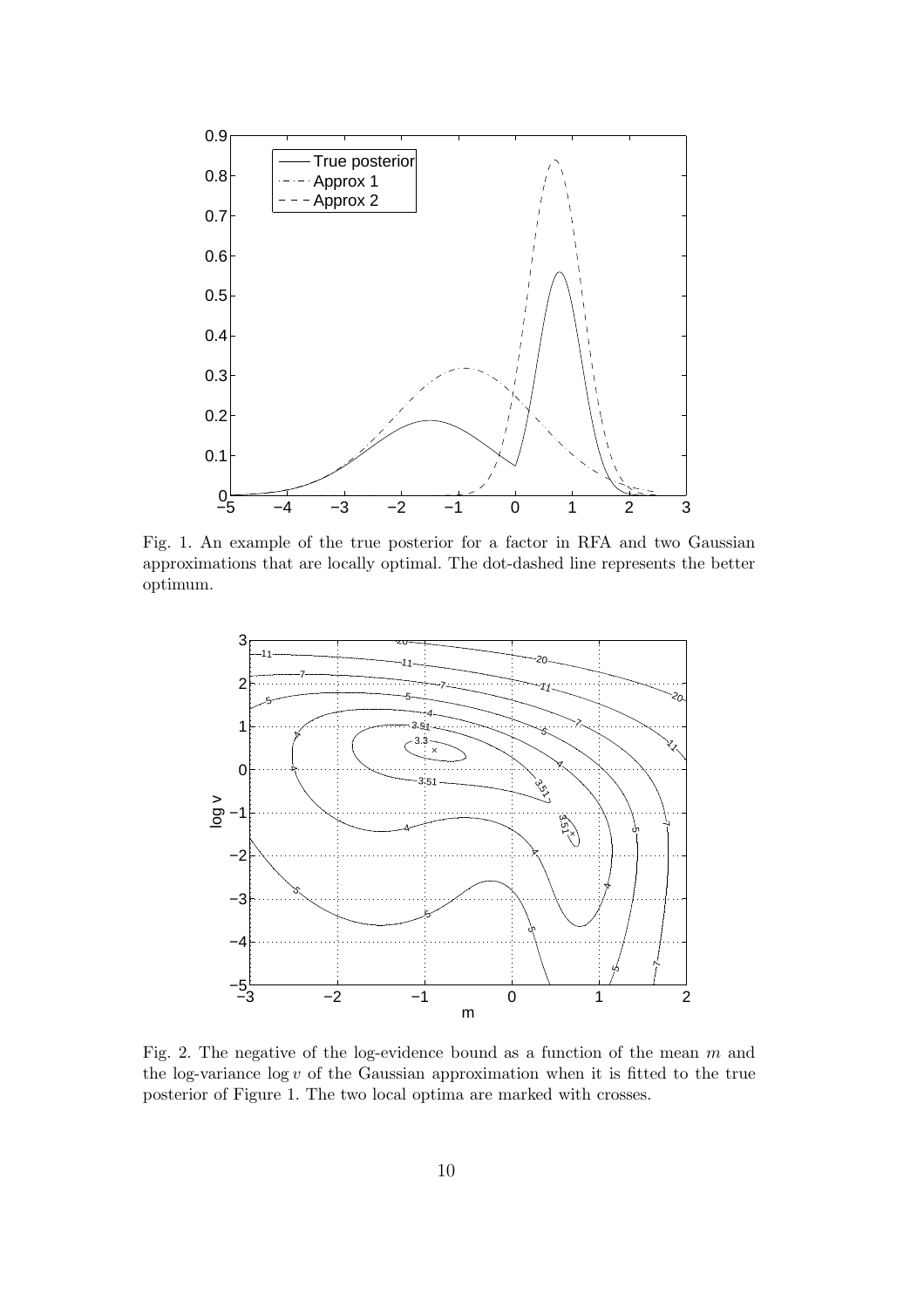Fig. 1. An example of the true posterior for a factor in RFA and two Gaussian approximations that are locally optimal. The dot-dashed line represents the better optimum.

Fig. 2. The negative of the log-evidence bound as a function of the mean $m$ and the log-variance $\log v$ of the Gaussian approximation when it is fitted to the true posterior of Figure 1. The two local optima are marked with crosses.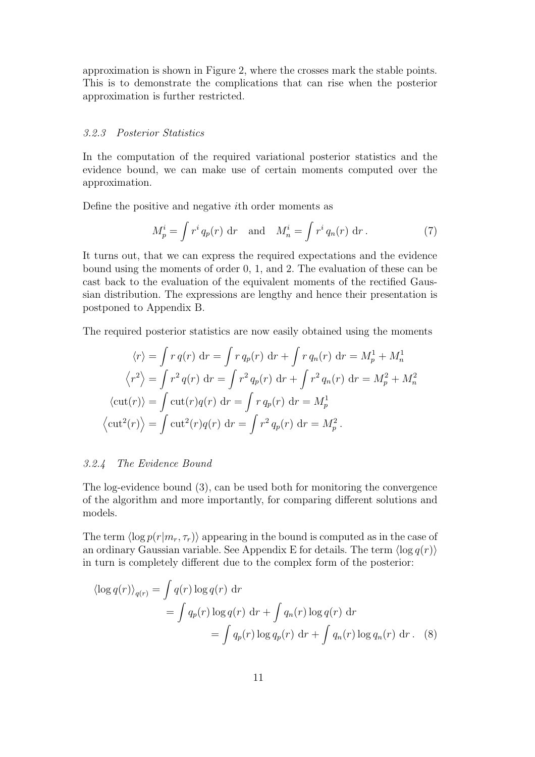approximation is shown in Figure 2, where the crosses mark the stable points. This is to demonstrate the complications that can rise when the posterior approximation is further restricted.

#### *3.2.3 Posterior Statistics*

In the computation of the required variational posterior statistics and the evidence bound, we can make use of certain moments computed over the approximation.

Define the positive and negative $i$th order moments as

$$M_p^i = \int r^i \, q_p(r) \; \mathrm{d}r \quad \text{and} \quad M_n^i = \int r^i \, q_n(r) \; \mathrm{d}r \,. \tag{7}$$

It turns out, that we can express the required expectations and the evidence bound using the moments of order 0, 1, and 2. The evaluation of these can be cast back to the evaluation of the equivalent moments of the rectified Gaussian distribution. The expressions are lengthy and hence their presentation is postponed to Appendix B.

The required posterior statistics are now easily obtained using the moments

$$\begin{aligned}
\langle r \rangle &= \int r \, q(r) \; \mathrm{d}r = \int r \, q_p(r) \; \mathrm{d}r + \int r \, q_n(r) \; \mathrm{d}r = M_p^1 + M_n^1 \\
\left\langle r^2 \right\rangle &= \int r^2 \, q(r) \; \mathrm{d}r = \int r^2 \, q_p(r) \; \mathrm{d}r + \int r^2 \, q_n(r) \; \mathrm{d}r = M_p^2 + M_n^2 \\
\langle \mathrm{cut}(r) \rangle &= \int \mathrm{cut}(r) q(r) \; \mathrm{d}r = \int r \, q_p(r) \; \mathrm{d}r = M_p^1 \\
\left\langle \mathrm{cut}^2(r) \right\rangle &= \int \mathrm{cut}^2(r) q(r) \; \mathrm{d}r = \int r^2 \, q_p(r) \; \mathrm{d}r = M_p^2 \,.
\end{aligned}$$

#### *3.2.4 The Evidence Bound*

The log-evidence bound (3), can be used both for monitoring the convergence of the algorithm and more importantly, for comparing different solutions and models.

The term $\langle \log p(r|m_r, \tau_r) \rangle$ appearing in the bound is computed as in the case of an ordinary Gaussian variable. See Appendix E for details. The term $\langle \log q(r) \rangle$ in turn is completely different due to the complex form of the posterior:

$$\begin{aligned}
\langle \log q(r) \rangle_{q(r)} &= \int q(r) \log q(r) \; \mathrm{d}r \\
&= \int q_p(r) \log q(r) \; \mathrm{d}r + \int q_n(r) \log q(r) \; \mathrm{d}r \\
&= \int q_p(r) \log q_p(r) \; \mathrm{d}r + \int q_n(r) \log q_n(r) \; \mathrm{d}r \,.
\end{aligned} \tag{8}$$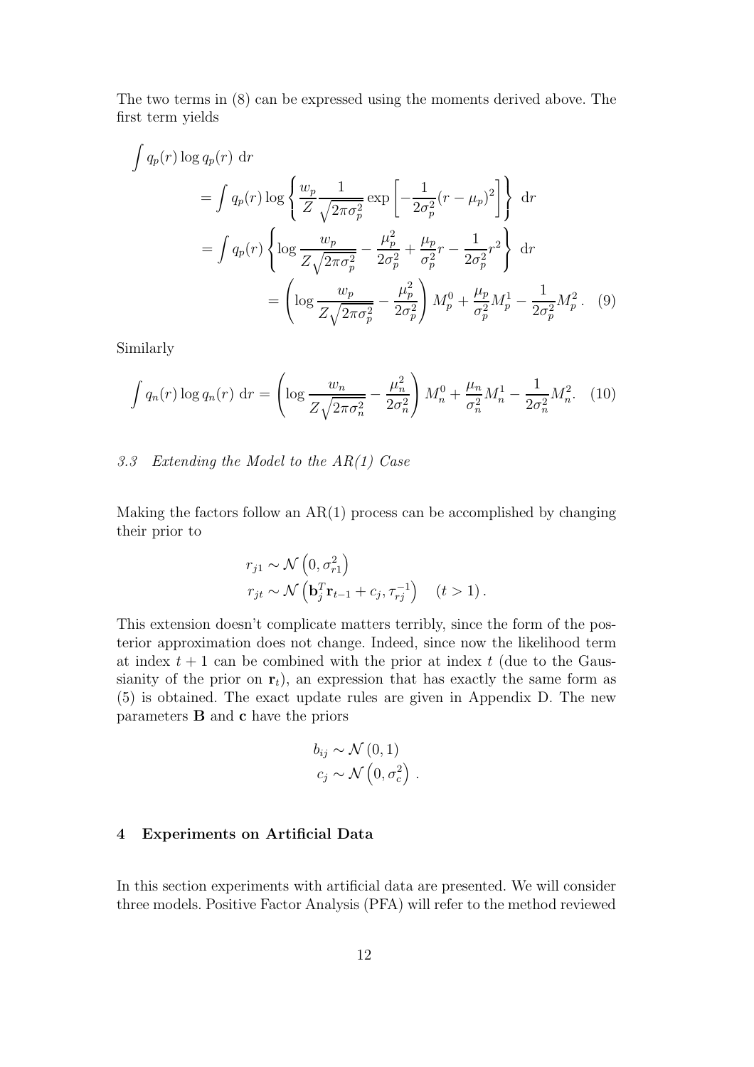The two terms in (8) can be expressed using the moments derived above. The first term yields

$$
\begin{aligned}
\int q_p(r) \log q_p(r) \; \mathrm{d}r
&= \int q_p(r) \log \left\{ \frac{w_p}{Z} \frac{1}{\sqrt{2\pi\sigma_p^2}} \exp\left[ -\frac{1}{2\sigma_p^2}(r-\mu_p)^2 \right] \right\} \; \mathrm{d}r \\
&= \int q_p(r) \left\{ \log \frac{w_p}{Z\sqrt{2\pi\sigma_p^2}} - \frac{\mu_p^2}{2\sigma_p^2} + \frac{\mu_p}{\sigma_p^2} r - \frac{1}{2\sigma_p^2} r^2 \right\} \; \mathrm{d}r \\
&= \left( \log \frac{w_p}{Z\sqrt{2\pi\sigma_p^2}} - \frac{\mu_p^2}{2\sigma_p^2} \right) M_p^0 + \frac{\mu_p}{\sigma_p^2} M_p^1 - \frac{1}{2\sigma_p^2} M_p^2 \,. \quad (9)
\end{aligned}
$$

Similarly

$$
\int q_n(r) \log q_n(r) \; \mathrm{d}r = \left( \log \frac{w_n}{Z\sqrt{2\pi\sigma_n^2}} - \frac{\mu_n^2}{2\sigma_n^2} \right) M_n^0 + \frac{\mu_n}{\sigma_n^2} M_n^1 - \frac{1}{2\sigma_n^2} M_n^2. \quad (10)
$$

### *3.3 Extending the Model to the AR(1) Case*

Making the factors follow an AR(1) process can be accomplished by changing their prior to

$$
\begin{aligned}
r_{j1} &\sim \mathcal{N}\left(0, \sigma_{r1}^2\right) \\
r_{jt} &\sim \mathcal{N}\left(\mathbf{b}_j^T \mathbf{r}_{t-1} + c_j, \tau_{rj}^{-1}\right) \quad (t > 1)\,.
\end{aligned}
$$

This extension doesn't complicate matters terribly, since the form of the posterior approximation does not change. Indeed, since now the likelihood term at index $t+1$ can be combined with the prior at index $t$ (due to the Gaussianity of the prior on $\mathbf{r}_t$), an expression that has exactly the same form as (5) is obtained. The exact update rules are given in Appendix D. The new parameters $\mathbf{B}$ and $\mathbf{c}$ have the priors

$$
\begin{aligned}
b_{ij} &\sim \mathcal{N}(0, 1) \\
c_j &\sim \mathcal{N}\left(0, \sigma_c^2\right) \,.
\end{aligned}
$$

## 4 Experiments on Artificial Data

In this section experiments with artificial data are presented. We will consider three models. Positive Factor Analysis (PFA) will refer to the method reviewed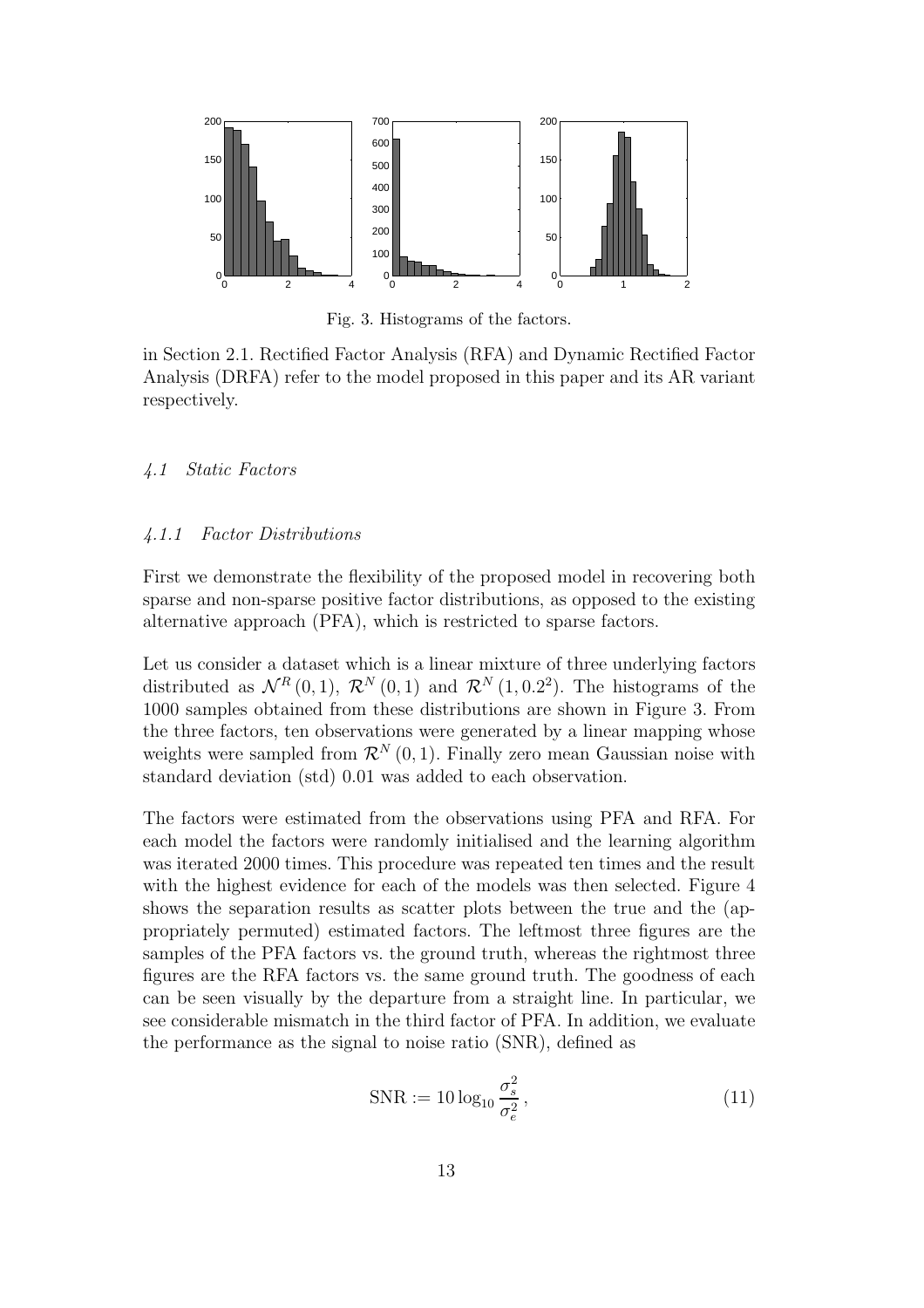Fig. 3. Histograms of the factors.

in Section 2.1. Rectified Factor Analysis (RFA) and Dynamic Rectified Factor Analysis (DRFA) refer to the model proposed in this paper and its AR variant respectively.

### *4.1 Static Factors*

#### *4.1.1 Factor Distributions*

First we demonstrate the flexibility of the proposed model in recovering both sparse and non-sparse positive factor distributions, as opposed to the existing alternative approach (PFA), which is restricted to sparse factors.

Let us consider a dataset which is a linear mixture of three underlying factors distributed as $\mathcal{N}^R(0,1)$, $\mathcal{R}^N(0,1)$ and $\mathcal{R}^N(1,0.2^2)$. The histograms of the 1000 samples obtained from these distributions are shown in Figure 3. From the three factors, ten observations were generated by a linear mapping whose weights were sampled from $\mathcal{R}^N(0,1)$. Finally zero mean Gaussian noise with standard deviation (std) 0.01 was added to each observation.

The factors were estimated from the observations using PFA and RFA. For each model the factors were randomly initialised and the learning algorithm was iterated 2000 times. This procedure was repeated ten times and the result with the highest evidence for each of the models was then selected. Figure 4 shows the separation results as scatter plots between the true and the (appropriately permuted) estimated factors. The leftmost three figures are the samples of the PFA factors vs. the ground truth, whereas the rightmost three figures are the RFA factors vs. the same ground truth. The goodness of each can be seen visually by the departure from a straight line. In particular, we see considerable mismatch in the third factor of PFA. In addition, we evaluate the performance as the signal to noise ratio (SNR), defined as

$$\text{SNR} := 10 \log_{10} \frac{\sigma_s^2}{\sigma_e^2}, \tag{11}$$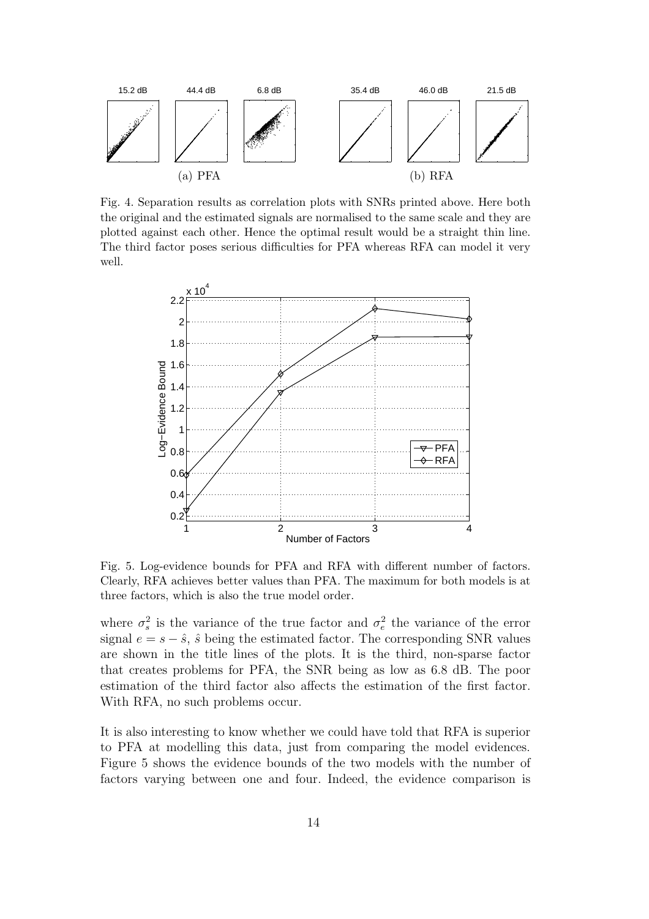Fig. 4. Separation results as correlation plots with SNRs printed above. Here both the original and the estimated signals are normalised to the same scale and they are plotted against each other. Hence the optimal result would be a straight thin line. The third factor poses serious difficulties for PFA whereas RFA can model it very well.

Fig. 5. Log-evidence bounds for PFA and RFA with different number of factors. Clearly, RFA achieves better values than PFA. The maximum for both models is at three factors, which is also the true model order.

where $\sigma_s^2$ is the variance of the true factor and $\sigma_e^2$ the variance of the error signal $e = s - \hat{s}$, $\hat{s}$ being the estimated factor. The corresponding SNR values are shown in the title lines of the plots. It is the third, non-sparse factor that creates problems for PFA, the SNR being as low as 6.8 dB. The poor estimation of the third factor also affects the estimation of the first factor. With RFA, no such problems occur.

It is also interesting to know whether we could have told that RFA is superior to PFA at modelling this data, just from comparing the model evidences. Figure 5 shows the evidence bounds of the two models with the number of factors varying between one and four. Indeed, the evidence comparison is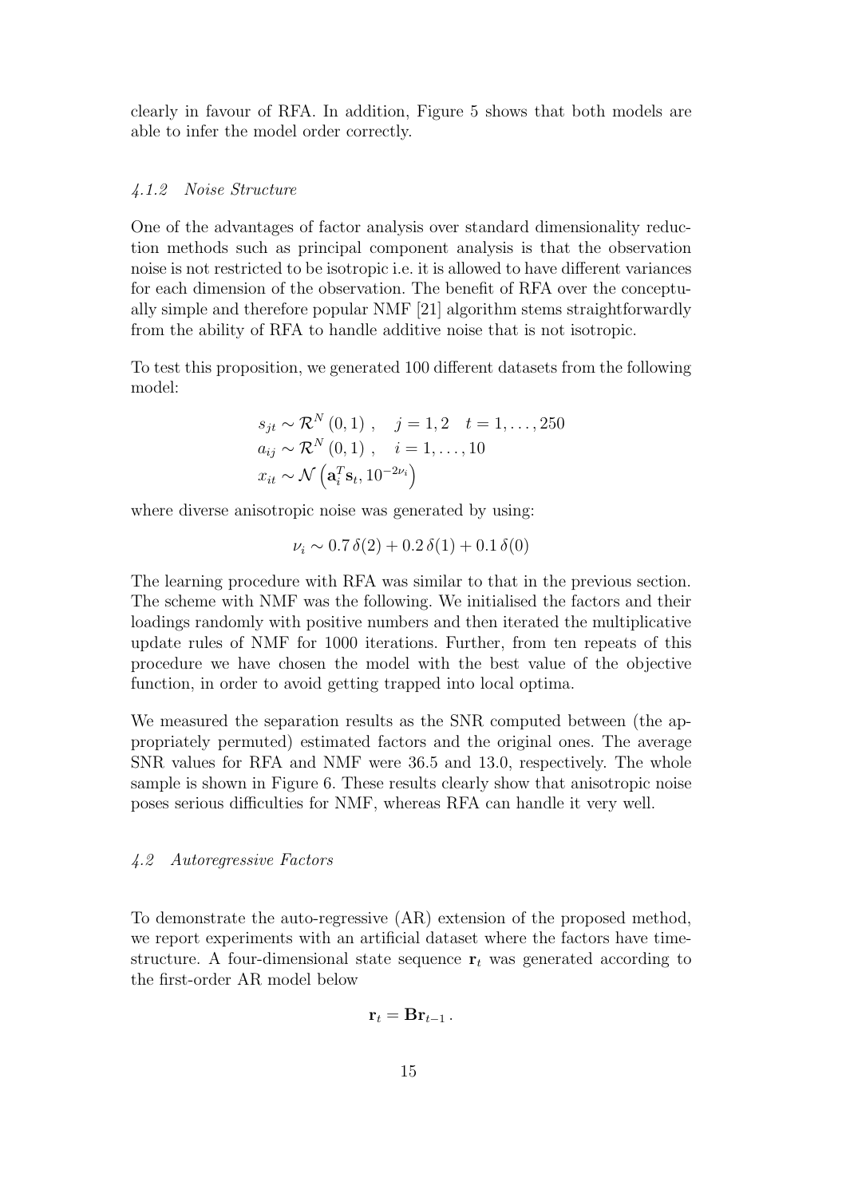clearly in favour of RFA. In addition, Figure 5 shows that both models are able to infer the model order correctly.

#### *4.1.2 Noise Structure*

One of the advantages of factor analysis over standard dimensionality reduction methods such as principal component analysis is that the observation noise is not restricted to be isotropic i.e. it is allowed to have different variances for each dimension of the observation. The benefit of RFA over the conceptually simple and therefore popular NMF [21] algorithm stems straightforwardly from the ability of RFA to handle additive noise that is not isotropic.

To test this proposition, we generated 100 different datasets from the following model:

$$
\begin{aligned}
& s_{jt} \sim \mathcal{R}^N(0,1)\,, \quad j = 1,2 \quad t = 1,\ldots,250 \\
& a_{ij} \sim \mathcal{R}^N(0,1)\,, \quad i = 1,\ldots,10 \\
& x_{it} \sim \mathcal{N}\left(\mathbf{a}_i^T \mathbf{s}_t, 10^{-2\nu_i}\right)
\end{aligned}
$$

where diverse anisotropic noise was generated by using:

$$
\nu_i \sim 0.7\,\delta(2) + 0.2\,\delta(1) + 0.1\,\delta(0)
$$

The learning procedure with RFA was similar to that in the previous section. The scheme with NMF was the following. We initialised the factors and their loadings randomly with positive numbers and then iterated the multiplicative update rules of NMF for 1000 iterations. Further, from ten repeats of this procedure we have chosen the model with the best value of the objective function, in order to avoid getting trapped into local optima.

We measured the separation results as the SNR computed between (the appropriately permuted) estimated factors and the original ones. The average SNR values for RFA and NMF were 36.5 and 13.0, respectively. The whole sample is shown in Figure 6. These results clearly show that anisotropic noise poses serious difficulties for NMF, whereas RFA can handle it very well.

### *4.2 Autoregressive Factors*

To demonstrate the auto-regressive (AR) extension of the proposed method, we report experiments with an artificial dataset where the factors have time-structure. A four-dimensional state sequence $\mathbf{r}_t$ was generated according to the first-order AR model below

$$
\mathbf{r}_t = \mathbf{B}\mathbf{r}_{t-1}\,.
$$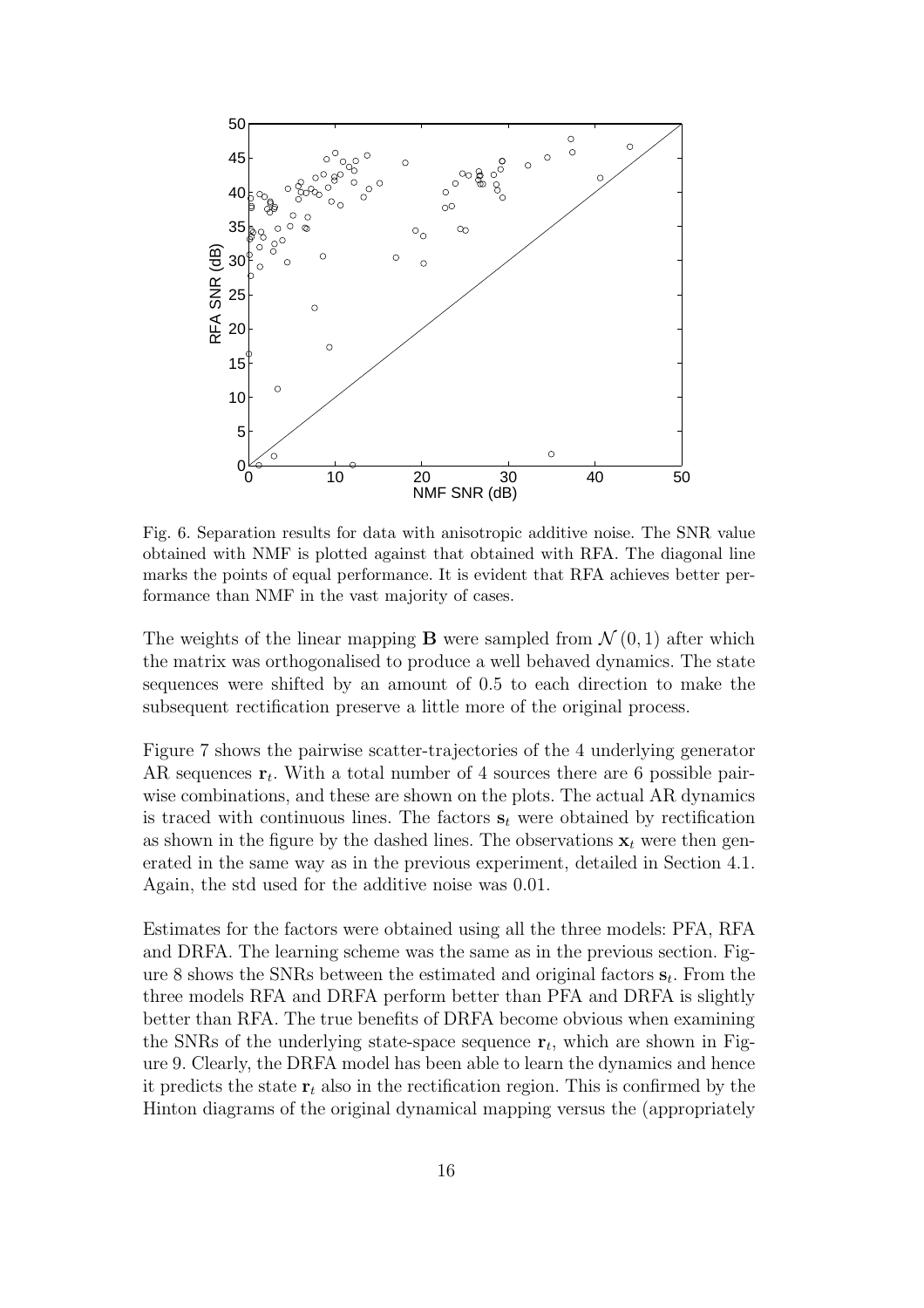Fig. 6. Separation results for data with anisotropic additive noise. The SNR value obtained with NMF is plotted against that obtained with RFA. The diagonal line marks the points of equal performance. It is evident that RFA achieves better performance than NMF in the vast majority of cases.

The weights of the linear mapping $\mathbf{B}$ were sampled from $\mathcal{N}(0, 1)$ after which the matrix was orthogonalised to produce a well behaved dynamics. The state sequences were shifted by an amount of 0.5 to each direction to make the subsequent rectification preserve a little more of the original process.

Figure 7 shows the pairwise scatter-trajectories of the 4 underlying generator AR sequences $\mathbf{r}_t$. With a total number of 4 sources there are 6 possible pairwise combinations, and these are shown on the plots. The actual AR dynamics is traced with continuous lines. The factors $\mathbf{s}_t$ were obtained by rectification as shown in the figure by the dashed lines. The observations $\mathbf{x}_t$ were then generated in the same way as in the previous experiment, detailed in Section 4.1. Again, the std used for the additive noise was 0.01.

Estimates for the factors were obtained using all the three models: PFA, RFA and DRFA. The learning scheme was the same as in the previous section. Figure 8 shows the SNRs between the estimated and original factors $\mathbf{s}_t$. From the three models RFA and DRFA perform better than PFA and DRFA is slightly better than RFA. The true benefits of DRFA become obvious when examining the SNRs of the underlying state-space sequence $\mathbf{r}_t$, which are shown in Figure 9. Clearly, the DRFA model has been able to learn the dynamics and hence it predicts the state $\mathbf{r}_t$ also in the rectification region. This is confirmed by the Hinton diagrams of the original dynamical mapping versus the (appropriately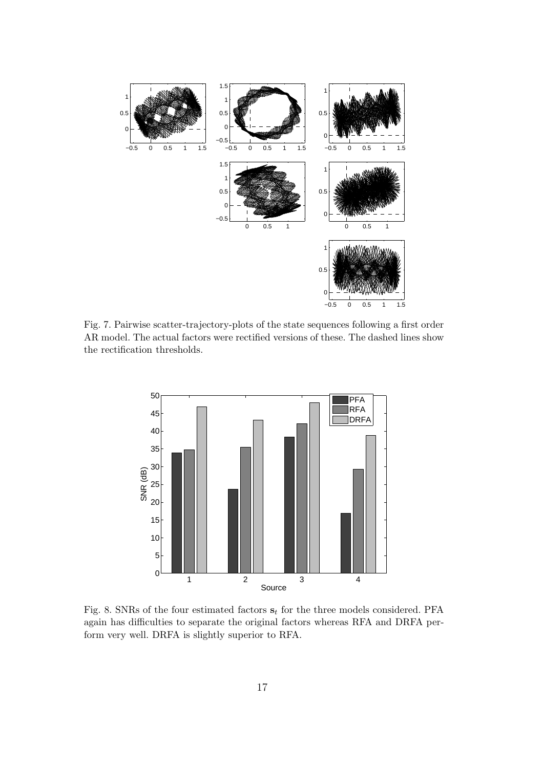Fig. 7. Pairwise scatter-trajectory-plots of the state sequences following a first order AR model. The actual factors were rectified versions of these. The dashed lines show the rectification thresholds.

Fig. 8. SNRs of the four estimated factors $\mathbf{s}_t$ for the three models considered. PFA again has difficulties to separate the original factors whereas RFA and DRFA perform very well. DRFA is slightly superior to RFA.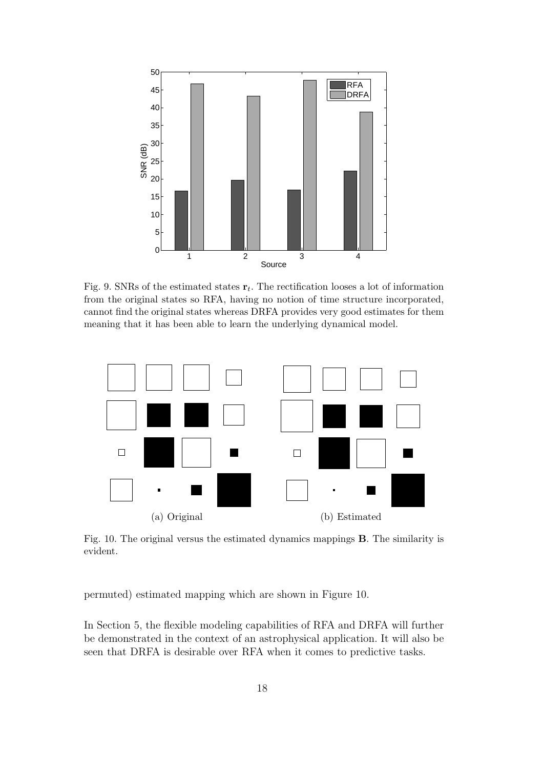Fig. 9. SNRs of the estimated states $\mathbf{r}_t$. The rectification looses a lot of information from the original states so RFA, having no notion of time structure incorporated, cannot find the original states whereas DRFA provides very good estimates for them meaning that it has been able to learn the underlying dynamical model.

(a) Original

(b) Estimated

Fig. 10. The original versus the estimated dynamics mappings $\mathbf{B}$. The similarity is evident.

permuted) estimated mapping which are shown in Figure 10.

In Section 5, the flexible modeling capabilities of RFA and DRFA will further be demonstrated in the context of an astrophysical application. It will also be seen that DRFA is desirable over RFA when it comes to predictive tasks.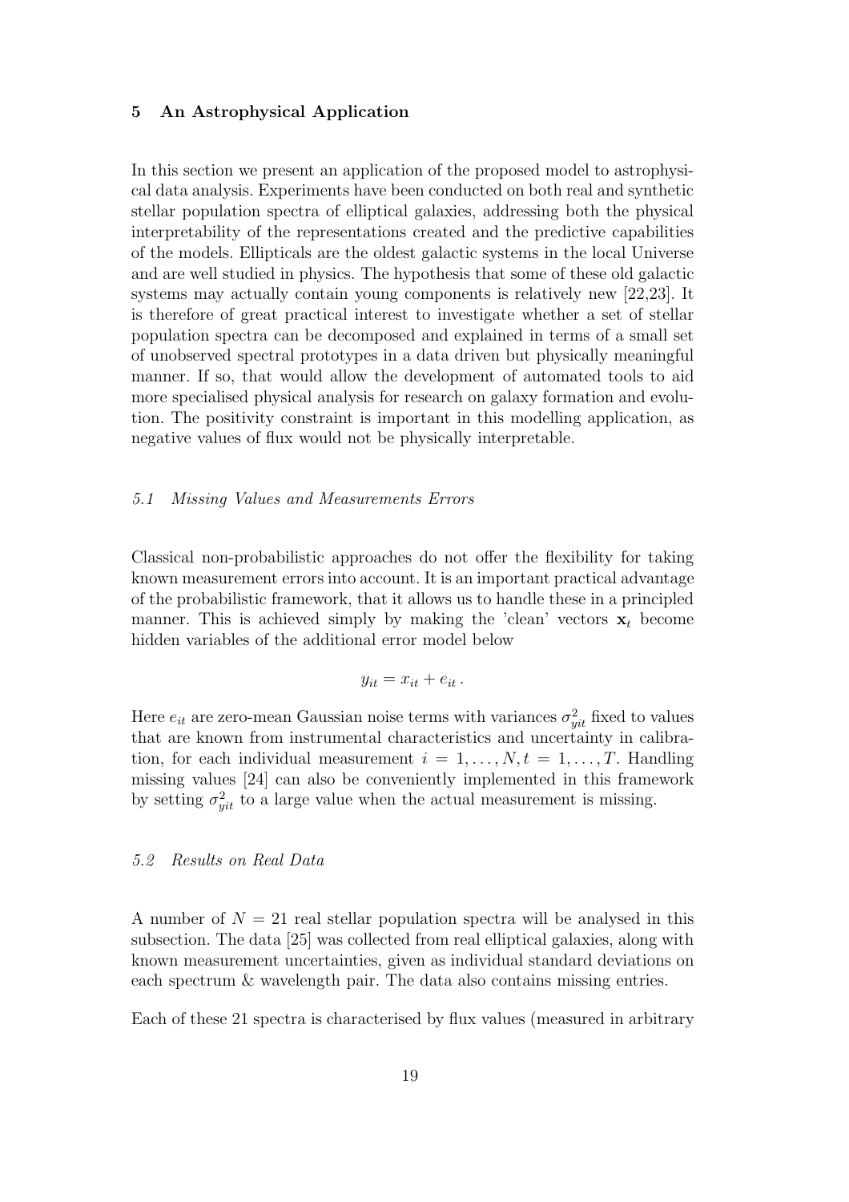## 5 An Astrophysical Application

In this section we present an application of the proposed model to astrophysical data analysis. Experiments have been conducted on both real and synthetic stellar population spectra of elliptical galaxies, addressing both the physical interpretability of the representations created and the predictive capabilities of the models. Ellipticals are the oldest galactic systems in the local Universe and are well studied in physics. The hypothesis that some of these old galactic systems may actually contain young components is relatively new [22,23]. It is therefore of great practical interest to investigate whether a set of stellar population spectra can be decomposed and explained in terms of a small set of unobserved spectral prototypes in a data driven but physically meaningful manner. If so, that would allow the development of automated tools to aid more specialised physical analysis for research on galaxy formation and evolution. The positivity constraint is important in this modelling application, as negative values of flux would not be physically interpretable.

### *5.1 Missing Values and Measurements Errors*

Classical non-probabilistic approaches do not offer the flexibility for taking known measurement errors into account. It is an important practical advantage of the probabilistic framework, that it allows us to handle these in a principled manner. This is achieved simply by making the 'clean' vectors $\mathbf{x}_t$ become hidden variables of the additional error model below

$$y_{it} = x_{it} + e_{it}\,.$$

Here $e_{it}$ are zero-mean Gaussian noise terms with variances $\sigma^2_{yit}$ fixed to values that are known from instrumental characteristics and uncertainty in calibration, for each individual measurement $i = 1, \ldots, N, t = 1, \ldots, T$. Handling missing values [24] can also be conveniently implemented in this framework by setting $\sigma^2_{yit}$ to a large value when the actual measurement is missing.

### *5.2 Results on Real Data*

A number of $N = 21$ real stellar population spectra will be analysed in this subsection. The data [25] was collected from real elliptical galaxies, along with known measurement uncertainties, given as individual standard deviations on each spectrum & wavelength pair. The data also contains missing entries.

Each of these 21 spectra is characterised by flux values (measured in arbitrary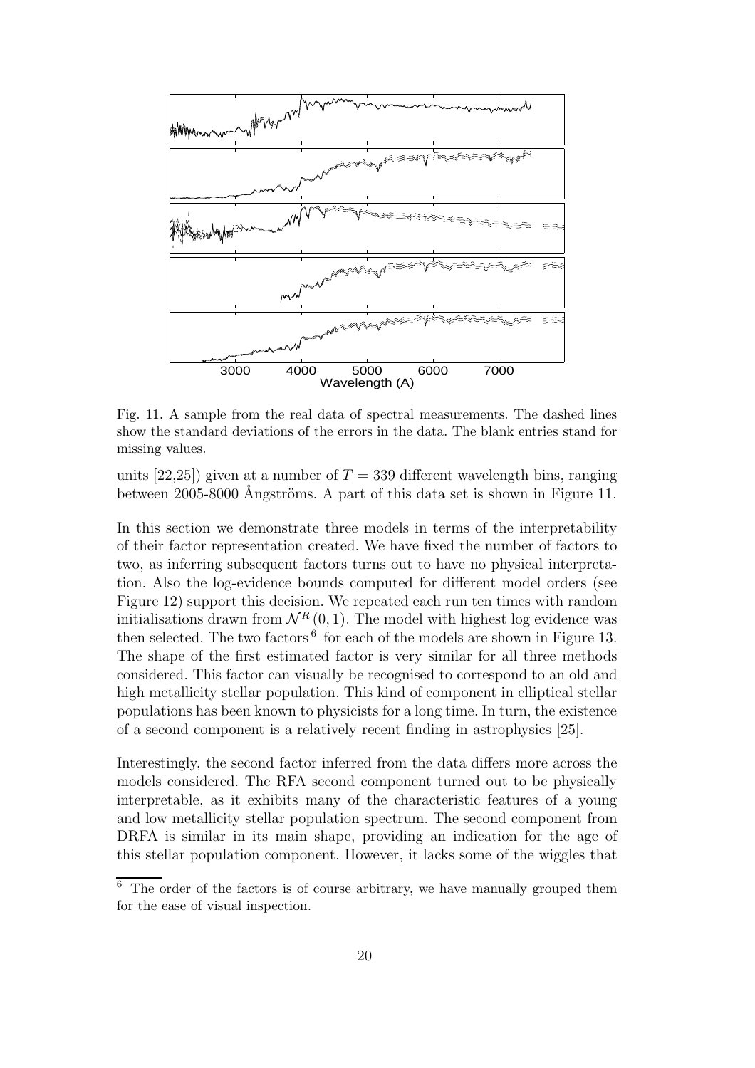Fig. 11. A sample from the real data of spectral measurements. The dashed lines show the standard deviations of the errors in the data. The blank entries stand for missing values.

units [22,25]) given at a number of $T = 339$ different wavelength bins, ranging between 2005-8000 Ångströms. A part of this data set is shown in Figure 11.

In this section we demonstrate three models in terms of the interpretability of their factor representation created. We have fixed the number of factors to two, as inferring subsequent factors turns out to have no physical interpretation. Also the log-evidence bounds computed for different model orders (see Figure 12) support this decision. We repeated each run ten times with random initialisations drawn from $\mathcal{N}^R(0, 1)$. The model with highest log evidence was then selected. The two factors [6] for each of the models are shown in Figure 13. The shape of the first estimated factor is very similar for all three methods considered. This factor can visually be recognised to correspond to an old and high metallicity stellar population. This kind of component in elliptical stellar populations has been known to physicists for a long time. In turn, the existence of a second component is a relatively recent finding in astrophysics [25].

Interestingly, the second factor inferred from the data differs more across the models considered. The RFA second component turned out to be physically interpretable, as it exhibits many of the characteristic features of a young and low metallicity stellar population spectrum. The second component from DRFA is similar in its main shape, providing an indication for the age of this stellar population component. However, it lacks some of the wiggles that

[6] The order of the factors is of course arbitrary, we have manually grouped them for the ease of visual inspection.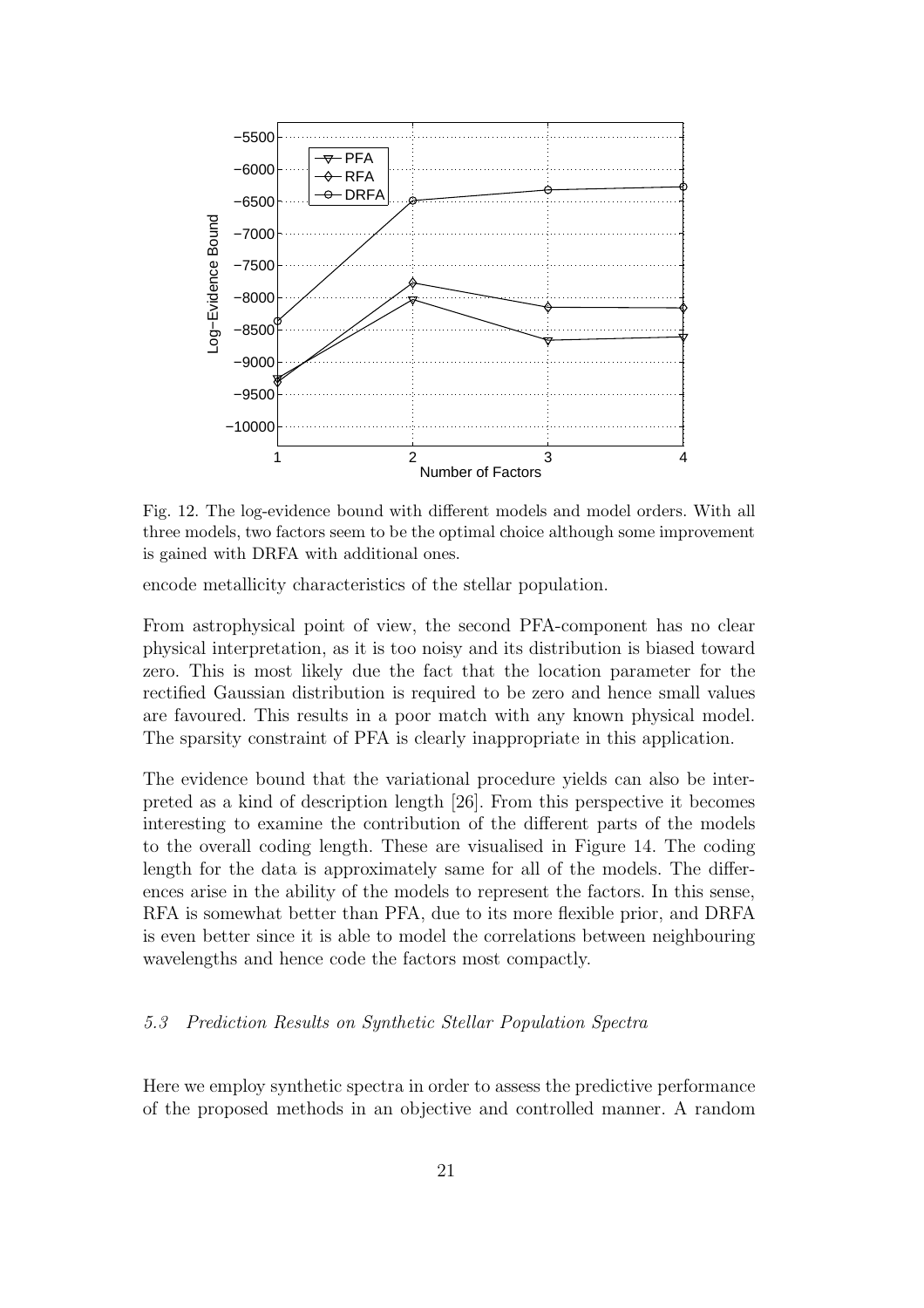Fig. 12. The log-evidence bound with different models and model orders. With all three models, two factors seem to be the optimal choice although some improvement is gained with DRFA with additional ones.

encode metallicity characteristics of the stellar population.

From astrophysical point of view, the second PFA-component has no clear physical interpretation, as it is too noisy and its distribution is biased toward zero. This is most likely due the fact that the location parameter for the rectified Gaussian distribution is required to be zero and hence small values are favoured. This results in a poor match with any known physical model. The sparsity constraint of PFA is clearly inappropriate in this application.

The evidence bound that the variational procedure yields can also be interpreted as a kind of description length [26]. From this perspective it becomes interesting to examine the contribution of the different parts of the models to the overall coding length. These are visualised in Figure 14. The coding length for the data is approximately same for all of the models. The differences arise in the ability of the models to represent the factors. In this sense, RFA is somewhat better than PFA, due to its more flexible prior, and DRFA is even better since it is able to model the correlations between neighbouring wavelengths and hence code the factors most compactly.

### *5.3 Prediction Results on Synthetic Stellar Population Spectra*

Here we employ synthetic spectra in order to assess the predictive performance of the proposed methods in an objective and controlled manner. A random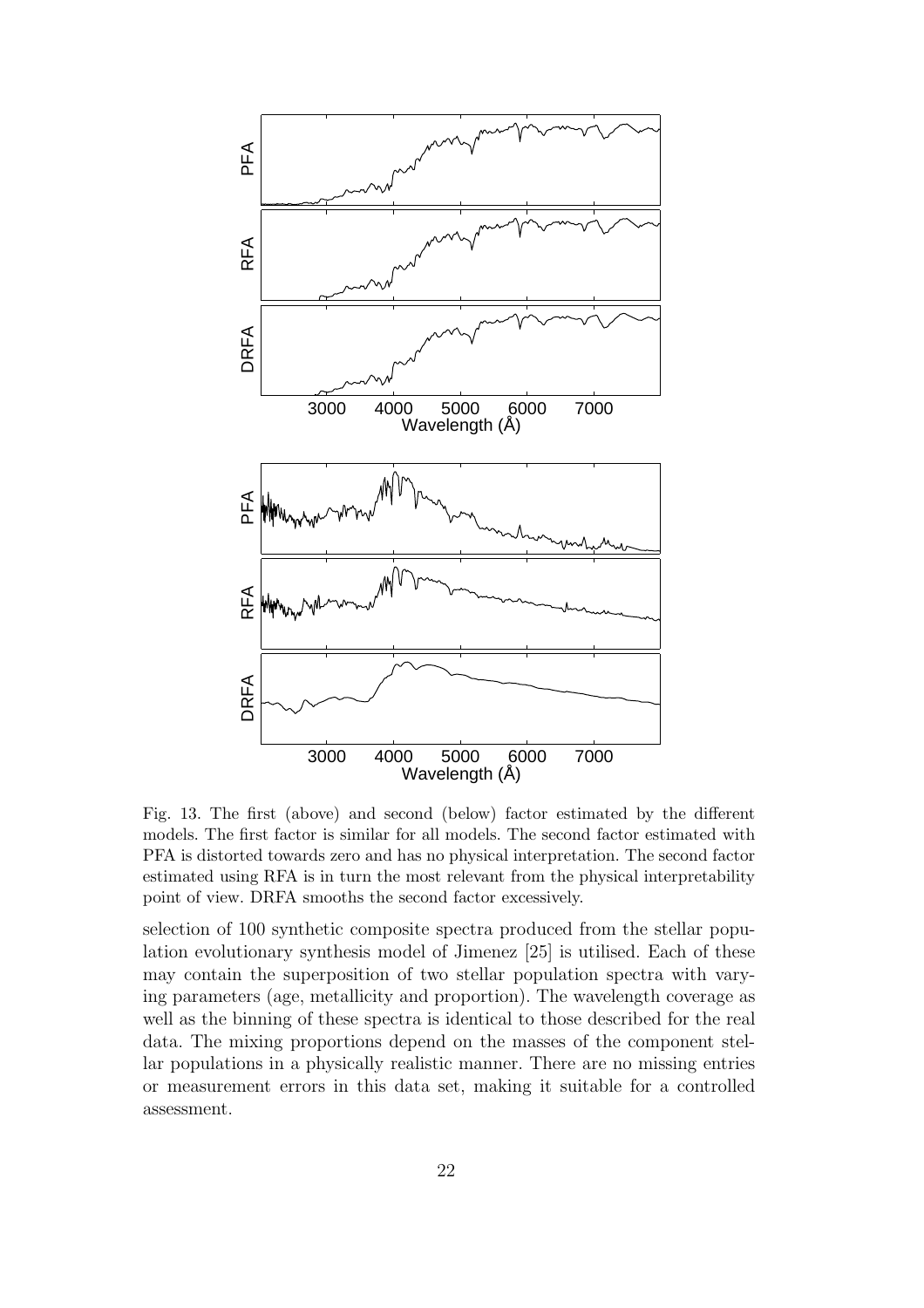Fig. 13. The first (above) and second (below) factor estimated by the different models. The first factor is similar for all models. The second factor estimated with PFA is distorted towards zero and has no physical interpretation. The second factor estimated using RFA is in turn the most relevant from the physical interpretability point of view. DRFA smooths the second factor excessively.

selection of 100 synthetic composite spectra produced from the stellar population evolutionary synthesis model of Jimenez [25] is utilised. Each of these may contain the superposition of two stellar population spectra with varying parameters (age, metallicity and proportion). The wavelength coverage as well as the binning of these spectra is identical to those described for the real data. The mixing proportions depend on the masses of the component stellar populations in a physically realistic manner. There are no missing entries or measurement errors in this data set, making it suitable for a controlled assessment.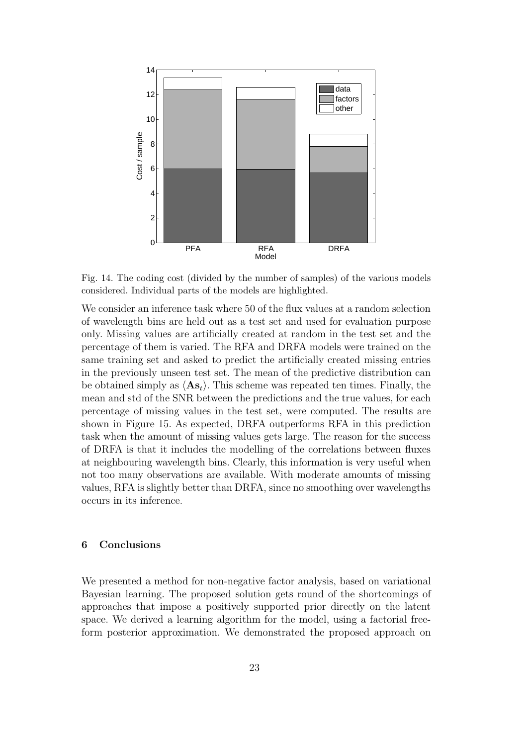Fig. 14. The coding cost (divided by the number of samples) of the various models considered. Individual parts of the models are highlighted.

We consider an inference task where 50 of the flux values at a random selection of wavelength bins are held out as a test set and used for evaluation purpose only. Missing values are artificially created at random in the test set and the percentage of them is varied. The RFA and DRFA models were trained on the same training set and asked to predict the artificially created missing entries in the previously unseen test set. The mean of the predictive distribution can be obtained simply as $\langle \mathbf{A}\mathbf{s}_t \rangle$. This scheme was repeated ten times. Finally, the mean and std of the SNR between the predictions and the true values, for each percentage of missing values in the test set, were computed. The results are shown in Figure 15. As expected, DRFA outperforms RFA in this prediction task when the amount of missing values gets large. The reason for the success of DRFA is that it includes the modelling of the correlations between fluxes at neighbouring wavelength bins. Clearly, this information is very useful when not too many observations are available. With moderate amounts of missing values, RFA is slightly better than DRFA, since no smoothing over wavelengths occurs in its inference.

## 6 Conclusions

We presented a method for non-negative factor analysis, based on variational Bayesian learning. The proposed solution gets round of the shortcomings of approaches that impose a positively supported prior directly on the latent space. We derived a learning algorithm for the model, using a factorial free-form posterior approximation. We demonstrated the proposed approach on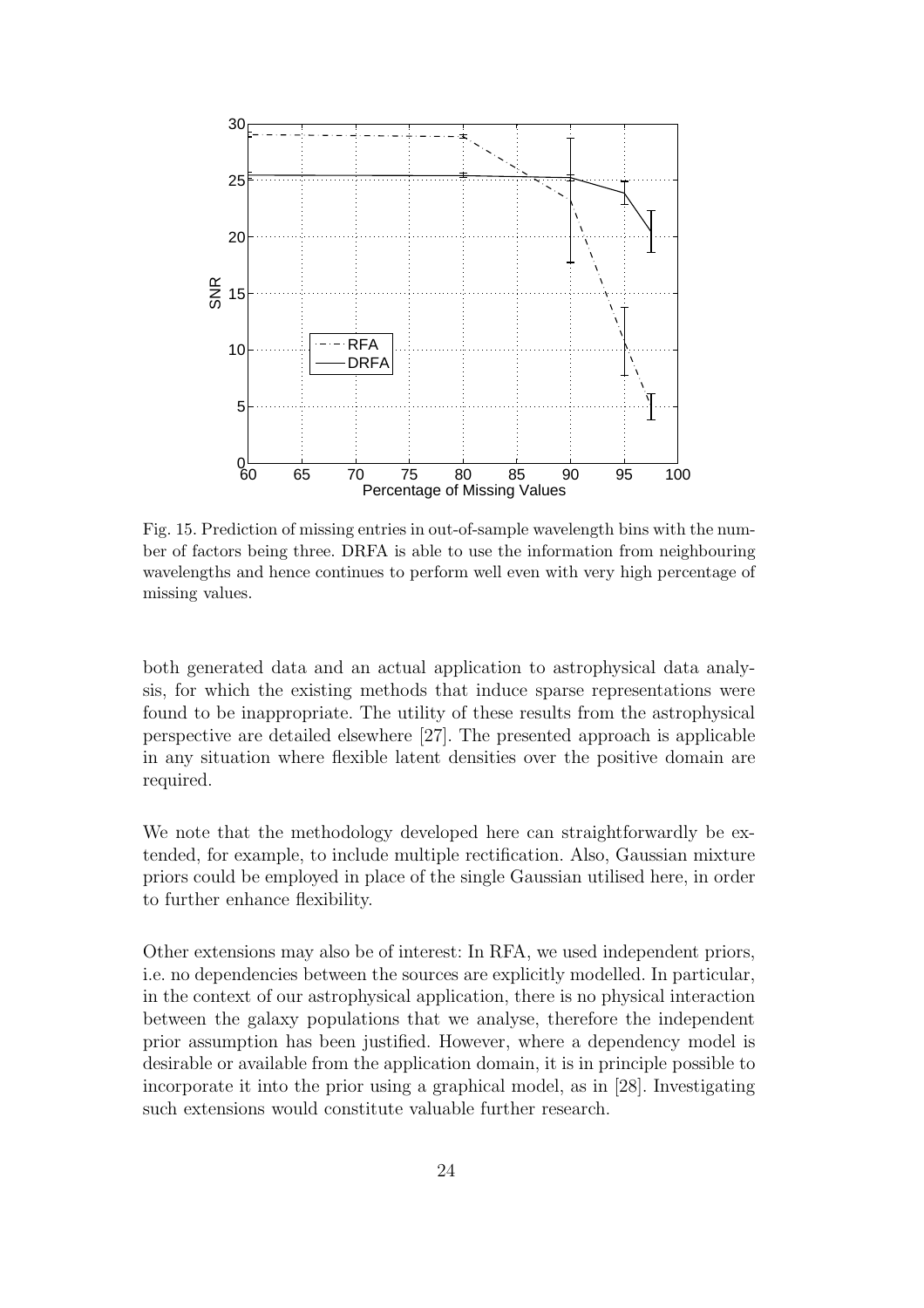Fig. 15. Prediction of missing entries in out-of-sample wavelength bins with the number of factors being three. DRFA is able to use the information from neighbouring wavelengths and hence continues to perform well even with very high percentage of missing values.

both generated data and an actual application to astrophysical data analysis, for which the existing methods that induce sparse representations were found to be inappropriate. The utility of these results from the astrophysical perspective are detailed elsewhere [27]. The presented approach is applicable in any situation where flexible latent densities over the positive domain are required.

We note that the methodology developed here can straightforwardly be extended, for example, to include multiple rectification. Also, Gaussian mixture priors could be employed in place of the single Gaussian utilised here, in order to further enhance flexibility.

Other extensions may also be of interest: In RFA, we used independent priors, i.e. no dependencies between the sources are explicitly modelled. In particular, in the context of our astrophysical application, there is no physical interaction between the galaxy populations that we analyse, therefore the independent prior assumption has been justified. However, where a dependency model is desirable or available from the application domain, it is in principle possible to incorporate it into the prior using a graphical model, as in [28]. Investigating such extensions would constitute valuable further research.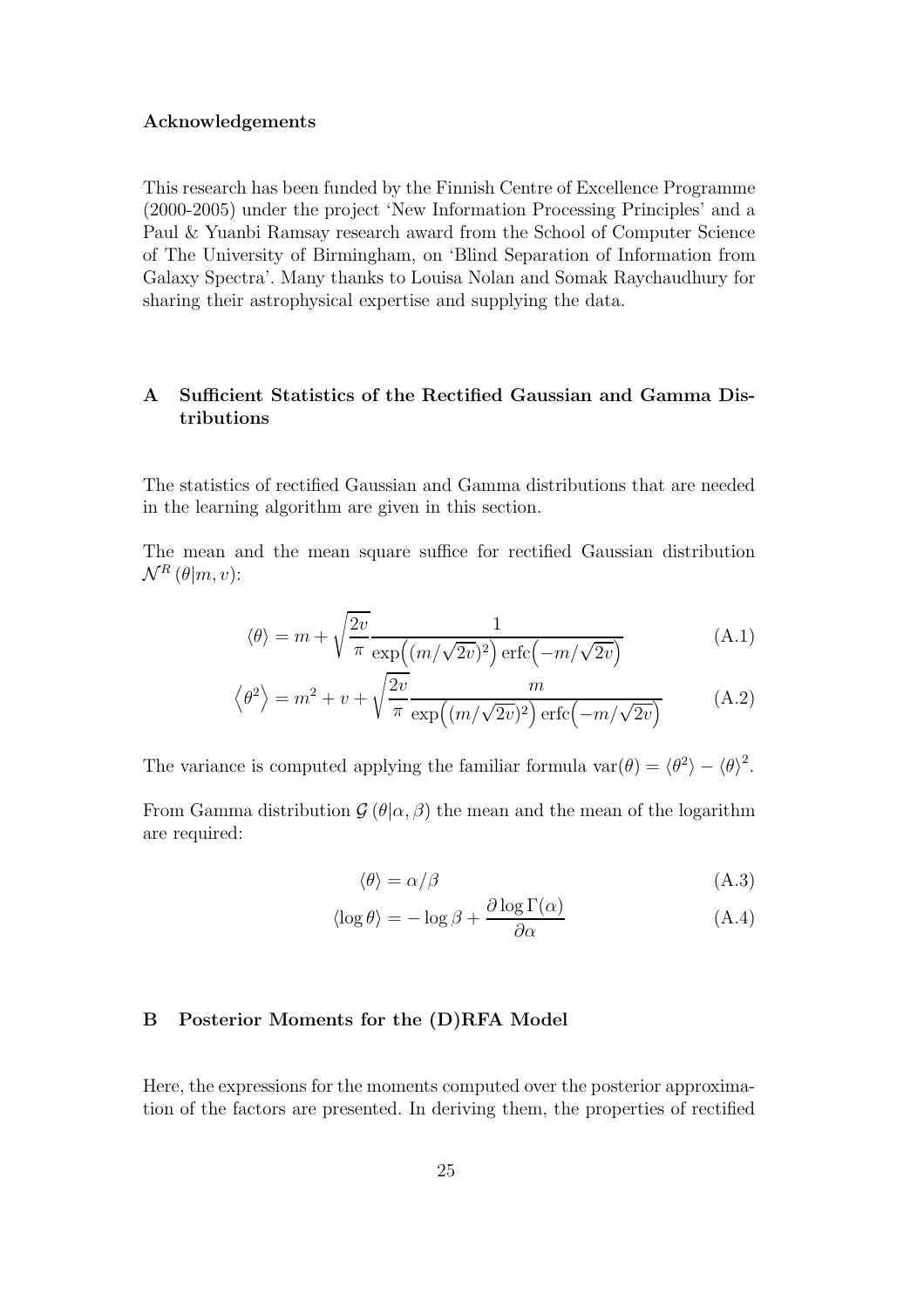### Acknowledgements

This research has been funded by the Finnish Centre of Excellence Programme (2000-2005) under the project 'New Information Processing Principles' and a Paul & Yuanbi Ramsay research award from the School of Computer Science of The University of Birmingham, on 'Blind Separation of Information from Galaxy Spectra'. Many thanks to Louisa Nolan and Somak Raychaudhury for sharing their astrophysical expertise and supplying the data.

## A Sufficient Statistics of the Rectified Gaussian and Gamma Distributions

The statistics of rectified Gaussian and Gamma distributions that are needed in the learning algorithm are given in this section.

The mean and the mean square suffice for rectified Gaussian distribution $\mathcal{N}^R(\theta|m,v)$:

$$\langle \theta \rangle = m + \sqrt{\frac{2v}{\pi}} \frac{1}{\exp\left((m/\sqrt{2v})^2\right) \operatorname{erfc}\left(-m/\sqrt{2v}\right)} \tag{A.1}$$

$$\left\langle \theta^2 \right\rangle = m^2 + v + \sqrt{\frac{2v}{\pi}} \frac{m}{\exp\left((m/\sqrt{2v})^2\right) \operatorname{erfc}\left(-m/\sqrt{2v}\right)} \tag{A.2}$$

The variance is computed applying the familiar formula $\operatorname{var}(\theta) = \langle \theta^2 \rangle - \langle \theta \rangle^2$.

From Gamma distribution $\mathcal{G}(\theta|\alpha,\beta)$ the mean and the mean of the logarithm are required:

$$\langle \theta \rangle = \alpha/\beta \tag{A.3}$$

$$\langle \log \theta \rangle = -\log \beta + \frac{\partial \log \Gamma(\alpha)}{\partial \alpha} \tag{A.4}$$

## B Posterior Moments for the (D)RFA Model

Here, the expressions for the moments computed over the posterior approximation of the factors are presented. In deriving them, the properties of rectified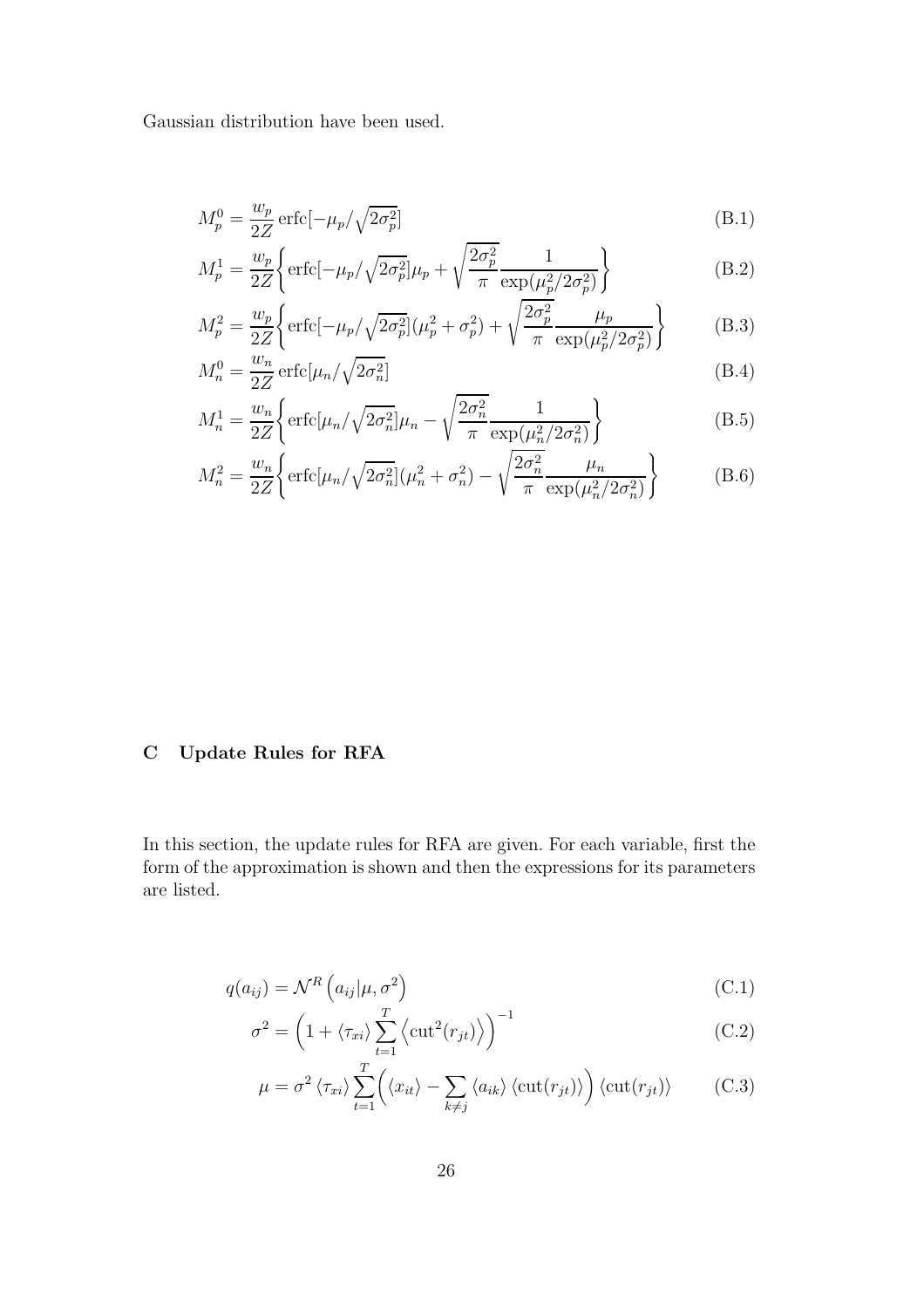Gaussian distribution have been used.

$$M_p^0 = \frac{w_p}{2Z} \operatorname{erfc}[-\mu_p/\sqrt{2\sigma_p^2}] \tag{B.1}$$

$$M_p^1 = \frac{w_p}{2Z} \left\{ \operatorname{erfc}[-\mu_p/\sqrt{2\sigma_p^2}]\mu_p + \sqrt{\frac{2\sigma_p^2}{\pi}} \frac{1}{\exp(\mu_p^2/2\sigma_p^2)} \right\} \tag{B.2}$$

$$M_p^2 = \frac{w_p}{2Z} \left\{ \operatorname{erfc}[-\mu_p/\sqrt{2\sigma_p^2}](\mu_p^2 + \sigma_p^2) + \sqrt{\frac{2\sigma_p^2}{\pi}} \frac{\mu_p}{\exp(\mu_p^2/2\sigma_p^2)} \right\} \tag{B.3}$$

$$M_n^0 = \frac{w_n}{2Z} \operatorname{erfc}[\mu_n/\sqrt{2\sigma_n^2}] \tag{B.4}$$

$$M_n^1 = \frac{w_n}{2Z} \left\{ \operatorname{erfc}[\mu_n/\sqrt{2\sigma_n^2}]\mu_n - \sqrt{\frac{2\sigma_n^2}{\pi}} \frac{1}{\exp(\mu_n^2/2\sigma_n^2)} \right\} \tag{B.5}$$

$$M_n^2 = \frac{w_n}{2Z} \left\{ \operatorname{erfc}[\mu_n/\sqrt{2\sigma_n^2}](\mu_n^2 + \sigma_n^2) - \sqrt{\frac{2\sigma_n^2}{\pi}} \frac{\mu_n}{\exp(\mu_n^2/2\sigma_n^2)} \right\} \tag{B.6}$$

## C Update Rules for RFA

In this section, the update rules for RFA are given. For each variable, first the form of the approximation is shown and then the expressions for its parameters are listed.

$$q(a_{ij}) = \mathcal{N}^R \left( a_{ij} | \mu, \sigma^2 \right) \tag{C.1}$$

$$\sigma^2 = \left( 1 + \langle \tau_{xi} \rangle \sum_{t=1}^{T} \left\langle \operatorname{cut}^2(r_{jt}) \right\rangle \right)^{-1} \tag{C.2}$$

$$\mu = \sigma^2 \langle \tau_{xi} \rangle \sum_{t=1}^{T} \left( \langle x_{it} \rangle - \sum_{k \neq j} \langle a_{ik} \rangle \langle \operatorname{cut}(r_{jt}) \rangle \right) \langle \operatorname{cut}(r_{jt}) \rangle \tag{C.3}$$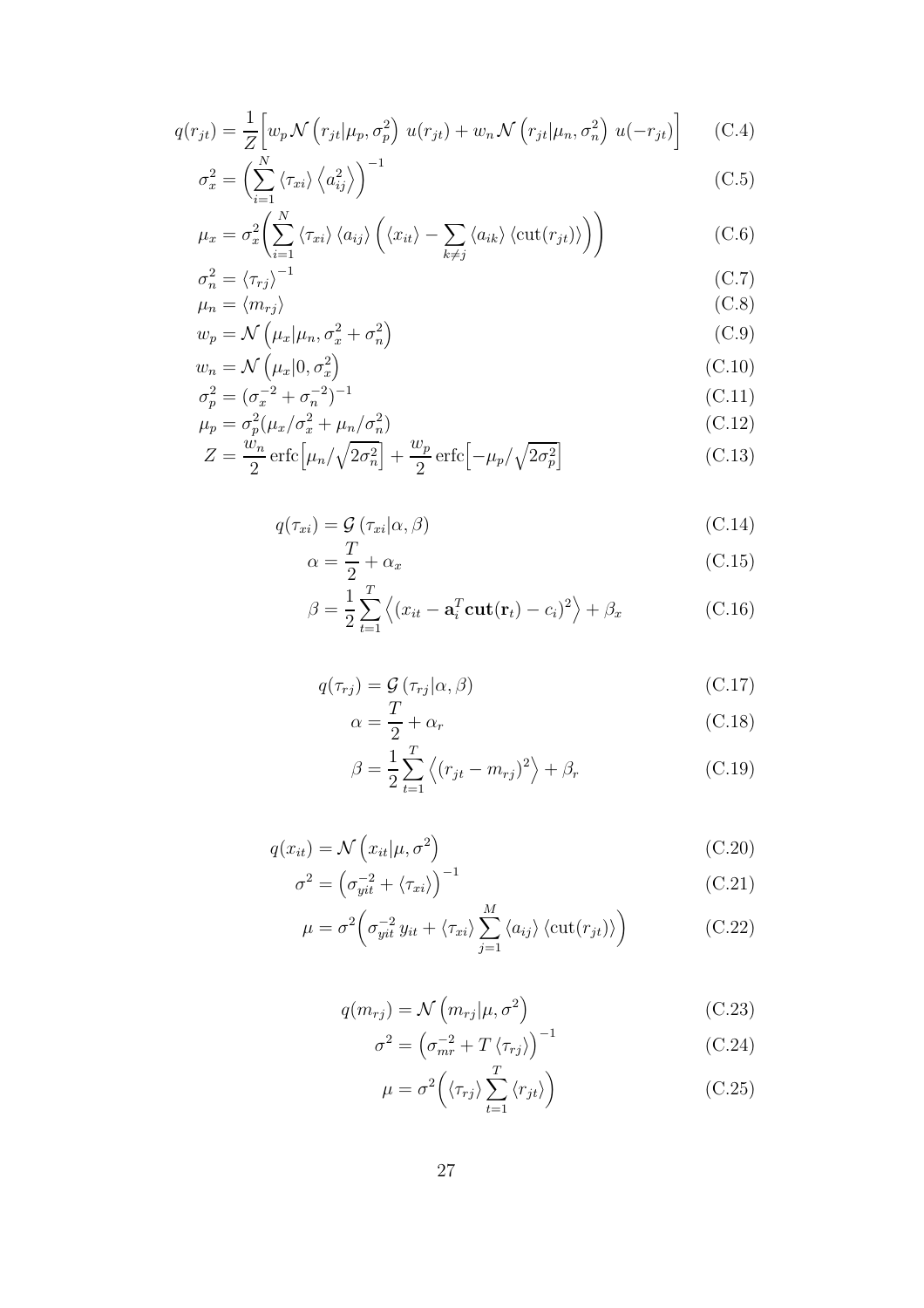$$q(r_{jt}) = \frac{1}{Z}\Big[w_p \mathcal{N}\left(r_{jt}|\mu_p, \sigma_p^2\right)\, u(r_{jt}) + w_n \mathcal{N}\left(r_{jt}|\mu_n, \sigma_n^2\right)\, u(-r_{jt})\Big] \tag{C.4}$$

$$\sigma_x^2 = \left(\sum_{i=1}^{N} \langle\tau_{xi}\rangle \left\langle a_{ij}^2\right\rangle\right)^{-1} \tag{C.5}$$

$$\mu_x = \sigma_x^2\left(\sum_{i=1}^{N} \langle\tau_{xi}\rangle \langle a_{ij}\rangle \left(\langle x_{it}\rangle - \sum_{k\neq j} \langle a_{ik}\rangle \langle \mathrm{cut}(r_{jt})\rangle\right)\right) \tag{C.6}$$

$$\sigma_n^2 = \langle\tau_{rj}\rangle^{-1} \tag{C.7}$$

$$\mu_n = \langle m_{rj}\rangle \tag{C.8}$$

$$w_p = \mathcal{N}\left(\mu_x|\mu_n, \sigma_x^2 + \sigma_n^2\right) \tag{C.9}$$

$$w_n = \mathcal{N}\left(\mu_x|0, \sigma_x^2\right) \tag{C.10}$$

$$\sigma_p^2 = (\sigma_x^{-2} + \sigma_n^{-2})^{-1} \tag{C.11}$$

$$\mu_p = \sigma_p^2(\mu_x/\sigma_x^2 + \mu_n/\sigma_n^2) \tag{C.12}$$

$$Z = \frac{w_n}{2}\,\mathrm{erfc}\Big[\mu_n/\sqrt{2\sigma_n^2}\Big] + \frac{w_p}{2}\,\mathrm{erfc}\Big[-\mu_p/\sqrt{2\sigma_p^2}\Big] \tag{C.13}$$

$$q(\tau_{xi}) = \mathcal{G}\left(\tau_{xi}|\alpha, \beta\right) \tag{C.14}$$

$$\alpha = \frac{T}{2} + \alpha_x \tag{C.15}$$

$$\beta = \frac{1}{2}\sum_{t=1}^{T} \left\langle (x_{it} - \mathbf{a}_i^T \mathbf{cut}(\mathbf{r}_t) - c_i)^2 \right\rangle + \beta_x \tag{C.16}$$

$$q(\tau_{rj}) = \mathcal{G}\left(\tau_{rj}|\alpha, \beta\right) \tag{C.17}$$

$$\alpha = \frac{T}{2} + \alpha_r \tag{C.18}$$

$$\beta = \frac{1}{2}\sum_{t=1}^{T} \left\langle (r_{jt} - m_{rj})^2 \right\rangle + \beta_r \tag{C.19}$$

$$q(x_{it}) = \mathcal{N}\left(x_{it}|\mu, \sigma^2\right) \tag{C.20}$$

$$\sigma^2 = \left(\sigma_{yit}^{-2} + \langle\tau_{xi}\rangle\right)^{-1} \tag{C.21}$$

$$\mu = \sigma^2\left(\sigma_{yit}^{-2}\, y_{it} + \langle\tau_{xi}\rangle \sum_{j=1}^{M} \langle a_{ij}\rangle \langle \mathrm{cut}(r_{jt})\rangle\right) \tag{C.22}$$

$$q(m_{rj}) = \mathcal{N}\left(m_{rj}|\mu, \sigma^2\right) \tag{C.23}$$

$$\sigma^2 = \left(\sigma_{mr}^{-2} + T\,\langle\tau_{rj}\rangle\right)^{-1} \tag{C.24}$$

$$\mu = \sigma^2\left(\langle\tau_{rj}\rangle \sum_{t=1}^{T} \langle r_{jt}\rangle\right) \tag{C.25}$$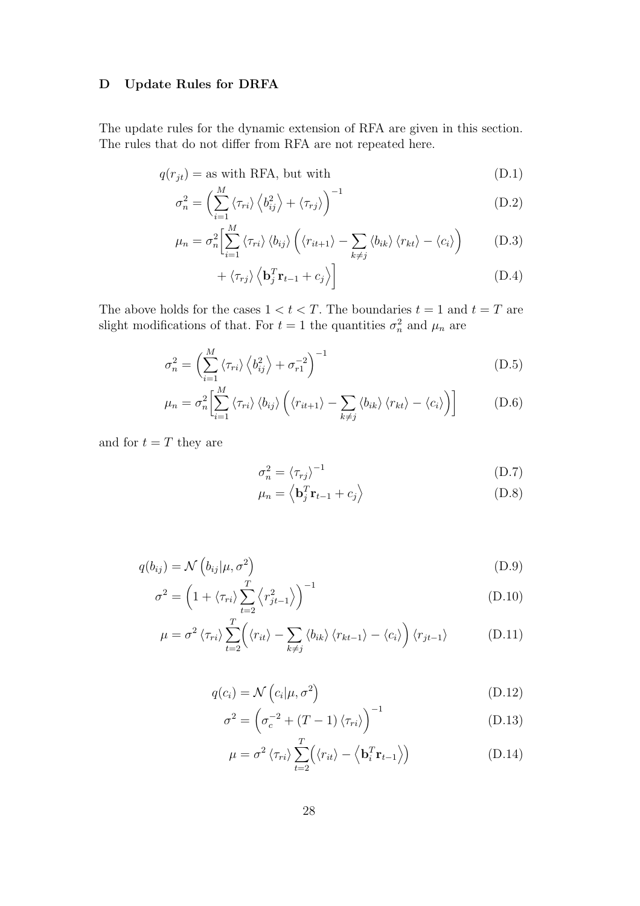## D Update Rules for DRFA

The update rules for the dynamic extension of RFA are given in this section. The rules that do not differ from RFA are not repeated here.

$$q(r_{jt}) = \text{as with RFA, but with} \tag{D.1}$$

$$\sigma_n^2 = \Big( \sum_{i=1}^{M} \langle \tau_{ri} \rangle \left\langle b_{ij}^2 \right\rangle + \langle \tau_{rj} \rangle \Big)^{-1} \tag{D.2}$$

$$\mu_n = \sigma_n^2 \Big[ \sum_{i=1}^{M} \langle \tau_{ri} \rangle \langle b_{ij} \rangle \Big( \langle r_{it+1} \rangle - \sum_{k \neq j} \langle b_{ik} \rangle \langle r_{kt} \rangle - \langle c_i \rangle \Big) \tag{D.3}$$

$$+ \langle \tau_{rj} \rangle \left\langle \mathbf{b}_j^T \mathbf{r}_{t-1} + c_j \right\rangle \Big] \tag{D.4}$$

The above holds for the cases $1 < t < T$. The boundaries $t = 1$ and $t = T$ are slight modifications of that. For $t = 1$ the quantities $\sigma_n^2$ and $\mu_n$ are

$$\sigma_n^2 = \Big( \sum_{i=1}^{M} \langle \tau_{ri} \rangle \left\langle b_{ij}^2 \right\rangle + \sigma_{r1}^{-2} \Big)^{-1} \tag{D.5}$$

$$\mu_n = \sigma_n^2 \Big[ \sum_{i=1}^{M} \langle \tau_{ri} \rangle \langle b_{ij} \rangle \Big( \langle r_{it+1} \rangle - \sum_{k \neq j} \langle b_{ik} \rangle \langle r_{kt} \rangle - \langle c_i \rangle \Big) \Big] \tag{D.6}$$

and for $t = T$ they are

$$\sigma_n^2 = \langle \tau_{rj} \rangle^{-1} \tag{D.7}$$

$$\mu_n = \left\langle \mathbf{b}_j^T \mathbf{r}_{t-1} + c_j \right\rangle \tag{D.8}$$

$$q(b_{ij}) = \mathcal{N}\left( b_{ij} | \mu, \sigma^2 \right) \tag{D.9}$$

$$\sigma^2 = \Big( 1 + \langle \tau_{ri} \rangle \sum_{t=2}^{T} \left\langle r_{jt-1}^2 \right\rangle \Big)^{-1} \tag{D.10}$$

$$\mu = \sigma^2 \langle \tau_{ri} \rangle \sum_{t=2}^{T} \Big( \langle r_{it} \rangle - \sum_{k \neq j} \langle b_{ik} \rangle \langle r_{kt-1} \rangle - \langle c_i \rangle \Big) \langle r_{jt-1} \rangle \tag{D.11}$$

$$q(c_i) = \mathcal{N}\left( c_i | \mu, \sigma^2 \right) \tag{D.12}$$

$$\sigma^2 = \Big( \sigma_c^{-2} + (T-1) \langle \tau_{ri} \rangle \Big)^{-1} \tag{D.13}$$

$$\mu = \sigma^2 \langle \tau_{ri} \rangle \sum_{t=2}^{T} \Big( \langle r_{it} \rangle - \left\langle \mathbf{b}_i^T \mathbf{r}_{t-1} \right\rangle \Big) \tag{D.14}$$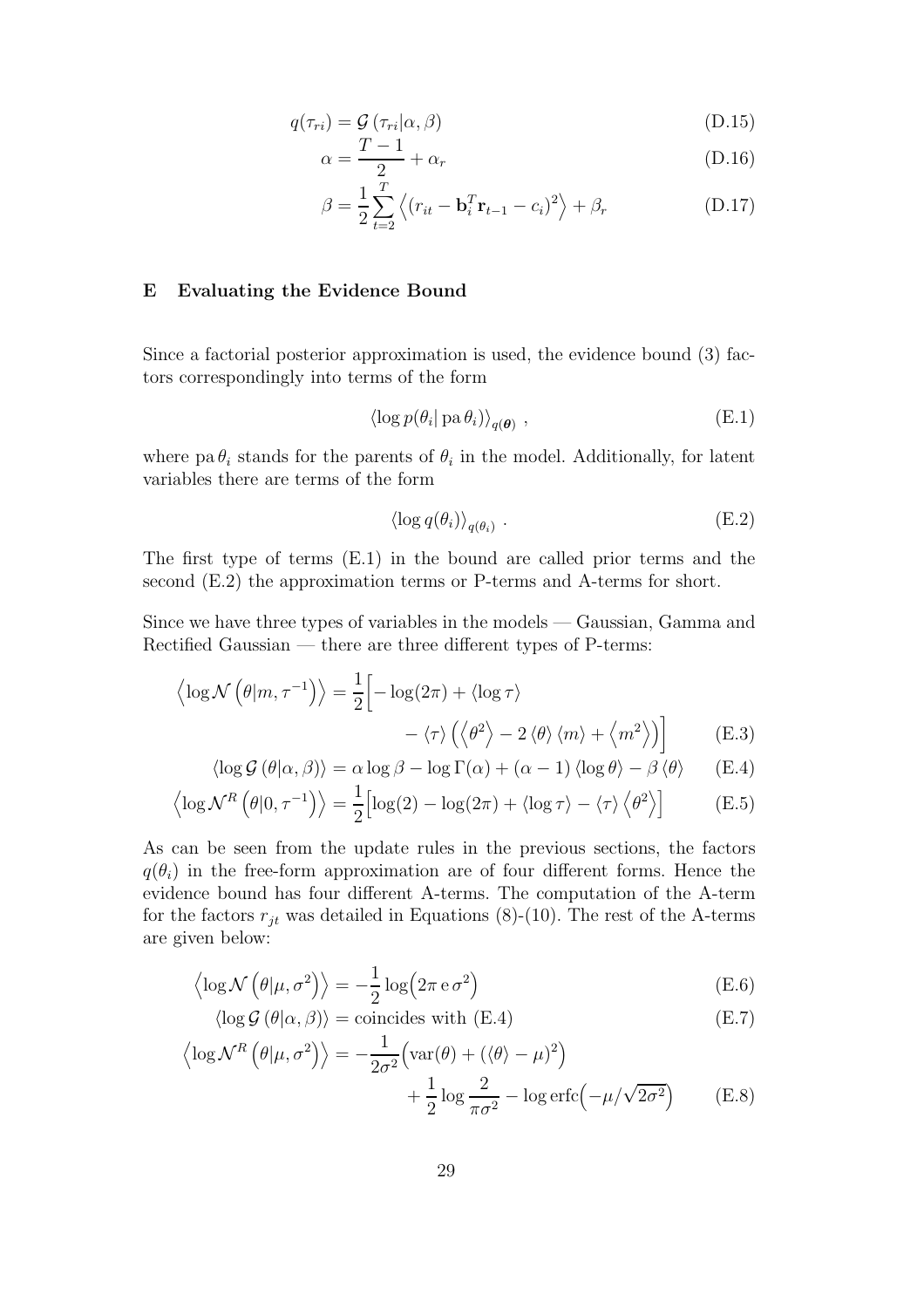$$q(\tau_{ri}) = \mathcal{G}(\tau_{ri}|\alpha, \beta) \tag{D.15}$$

$$\alpha = \frac{T-1}{2} + \alpha_r \tag{D.16}$$

$$\beta = \frac{1}{2}\sum_{t=2}^{T} \left\langle (r_{it} - \mathbf{b}_i^T \mathbf{r}_{t-1} - c_i)^2 \right\rangle + \beta_r \tag{D.17}$$

## E Evaluating the Evidence Bound

Since a factorial posterior approximation is used, the evidence bound (3) factors correspondingly into terms of the form

$$\langle \log p(\theta_i | \operatorname{pa} \theta_i) \rangle_{q(\boldsymbol{\theta})} , \tag{E.1}$$

where $\operatorname{pa} \theta_i$ stands for the parents of $\theta_i$ in the model. Additionally, for latent variables there are terms of the form

$$\langle \log q(\theta_i) \rangle_{q(\theta_i)} . \tag{E.2}$$

The first type of terms (E.1) in the bound are called prior terms and the second (E.2) the approximation terms or P-terms and A-terms for short.

Since we have three types of variables in the models — Gaussian, Gamma and Rectified Gaussian — there are three different types of P-terms:

$$\left\langle \log \mathcal{N}\left(\theta | m, \tau^{-1}\right) \right\rangle = \frac{1}{2}\Big[ -\log(2\pi) + \langle \log \tau \rangle - \langle \tau \rangle \left( \left\langle \theta^2 \right\rangle - 2 \langle \theta \rangle \langle m \rangle + \left\langle m^2 \right\rangle \right) \Big] \tag{E.3}$$

$$\langle \log \mathcal{G}(\theta | \alpha, \beta) \rangle = \alpha \log \beta - \log \Gamma(\alpha) + (\alpha - 1) \langle \log \theta \rangle - \beta \langle \theta \rangle \tag{E.4}$$

$$\left\langle \log \mathcal{N}^R\left(\theta | 0, \tau^{-1}\right) \right\rangle = \frac{1}{2}\Big[ \log(2) - \log(2\pi) + \langle \log \tau \rangle - \langle \tau \rangle \left\langle \theta^2 \right\rangle \Big] \tag{E.5}$$

As can be seen from the update rules in the previous sections, the factors $q(\theta_i)$ in the free-form approximation are of four different forms. Hence the evidence bound has four different A-terms. The computation of the A-term for the factors $r_{jt}$ was detailed in Equations (8)-(10). The rest of the A-terms are given below:

$$\left\langle \log \mathcal{N}\left(\theta | \mu, \sigma^2\right) \right\rangle = -\frac{1}{2} \log\!\left(2\pi \, \mathrm{e} \, \sigma^2\right) \tag{E.6}$$

$$\langle \log \mathcal{G}(\theta | \alpha, \beta) \rangle = \text{coincides with (E.4)} \tag{E.7}$$

$$\left\langle \log \mathcal{N}^R\left(\theta | \mu, \sigma^2\right) \right\rangle = -\frac{1}{2\sigma^2}\Big( \operatorname{var}(\theta) + (\langle \theta \rangle - \mu)^2 \Big) + \frac{1}{2} \log \frac{2}{\pi \sigma^2} - \log \operatorname{erfc}\!\left( -\mu / \sqrt{2\sigma^2} \right) \tag{E.8}$$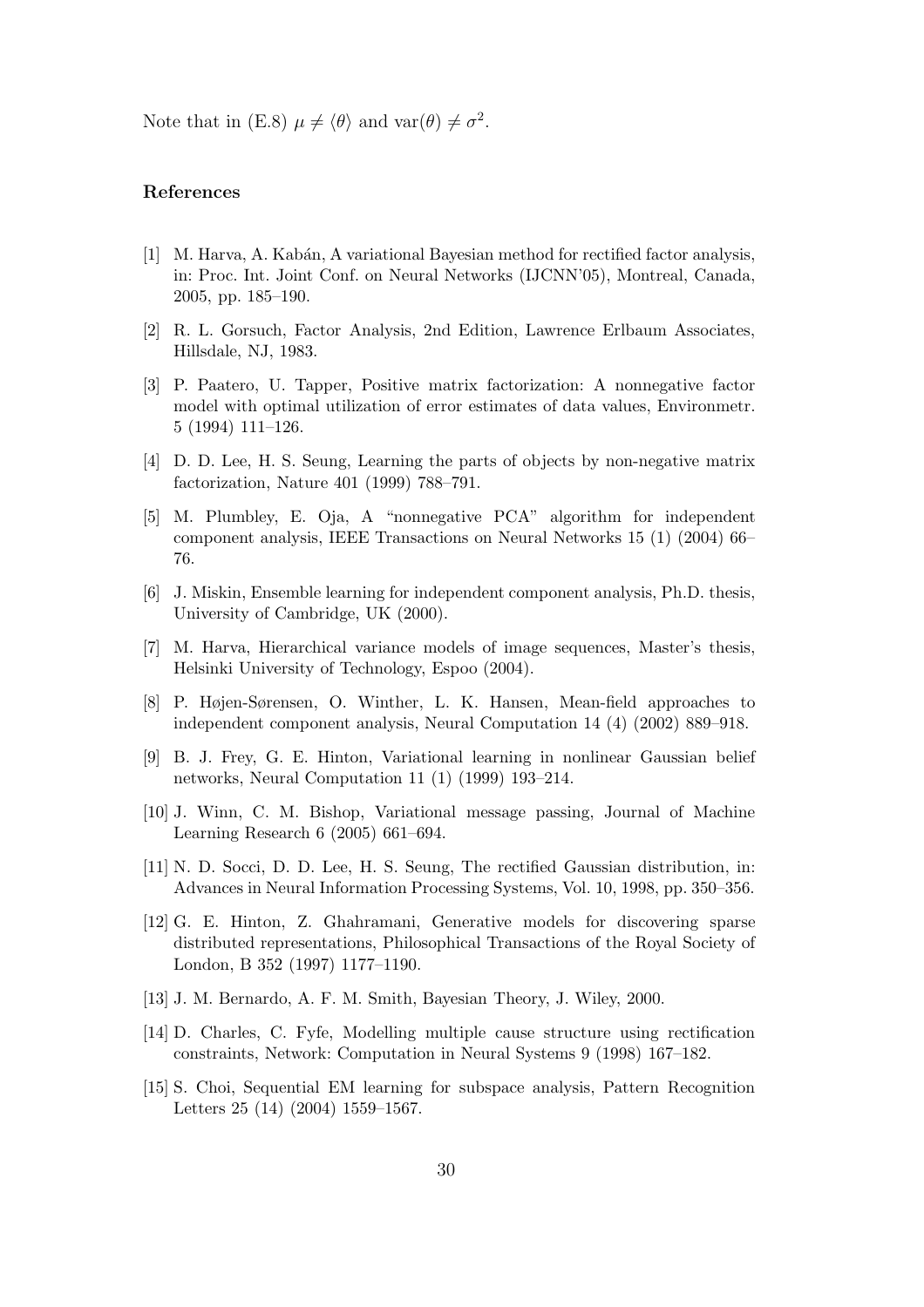Note that in (E.8) $\mu \neq \langle\theta\rangle$ and $\mathrm{var}(\theta) \neq \sigma^2$.

## References

[1] M. Harva, A. Kabán, A variational Bayesian method for rectified factor analysis, in: Proc. Int. Joint Conf. on Neural Networks (IJCNN'05), Montreal, Canada, 2005, pp. 185–190.

[2] R. L. Gorsuch, Factor Analysis, 2nd Edition, Lawrence Erlbaum Associates, Hillsdale, NJ, 1983.

[3] P. Paatero, U. Tapper, Positive matrix factorization: A nonnegative factor model with optimal utilization of error estimates of data values, Environmetr. 5 (1994) 111–126.

[4] D. D. Lee, H. S. Seung, Learning the parts of objects by non-negative matrix factorization, Nature 401 (1999) 788–791.

[5] M. Plumbley, E. Oja, A "nonnegative PCA" algorithm for independent component analysis, IEEE Transactions on Neural Networks 15 (1) (2004) 66–76.

[6] J. Miskin, Ensemble learning for independent component analysis, Ph.D. thesis, University of Cambridge, UK (2000).

[7] M. Harva, Hierarchical variance models of image sequences, Master's thesis, Helsinki University of Technology, Espoo (2004).

[8] P. Højen-Sørensen, O. Winther, L. K. Hansen, Mean-field approaches to independent component analysis, Neural Computation 14 (4) (2002) 889–918.

[9] B. J. Frey, G. E. Hinton, Variational learning in nonlinear Gaussian belief networks, Neural Computation 11 (1) (1999) 193–214.

[10] J. Winn, C. M. Bishop, Variational message passing, Journal of Machine Learning Research 6 (2005) 661–694.

[11] N. D. Socci, D. D. Lee, H. S. Seung, The rectified Gaussian distribution, in: Advances in Neural Information Processing Systems, Vol. 10, 1998, pp. 350–356.

[12] G. E. Hinton, Z. Ghahramani, Generative models for discovering sparse distributed representations, Philosophical Transactions of the Royal Society of London, B 352 (1997) 1177–1190.

[13] J. M. Bernardo, A. F. M. Smith, Bayesian Theory, J. Wiley, 2000.

[14] D. Charles, C. Fyfe, Modelling multiple cause structure using rectification constraints, Network: Computation in Neural Systems 9 (1998) 167–182.

[15] S. Choi, Sequential EM learning for subspace analysis, Pattern Recognition Letters 25 (14) (2004) 1559–1567.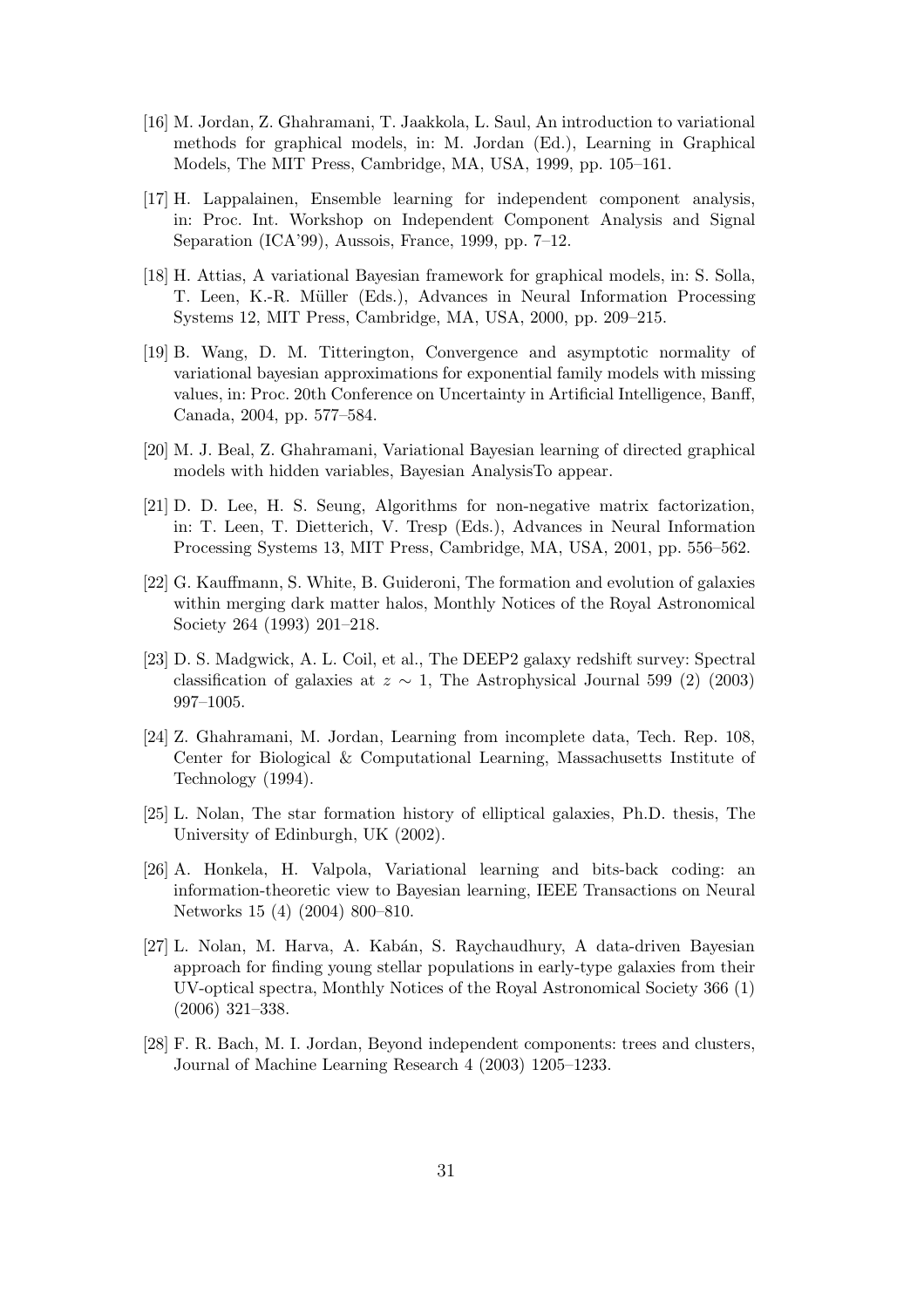[16] M. Jordan, Z. Ghahramani, T. Jaakkola, L. Saul, An introduction to variational methods for graphical models, in: M. Jordan (Ed.), Learning in Graphical Models, The MIT Press, Cambridge, MA, USA, 1999, pp. 105–161.

[17] H. Lappalainen, Ensemble learning for independent component analysis, in: Proc. Int. Workshop on Independent Component Analysis and Signal Separation (ICA'99), Aussois, France, 1999, pp. 7–12.

[18] H. Attias, A variational Bayesian framework for graphical models, in: S. Solla, T. Leen, K.-R. Müller (Eds.), Advances in Neural Information Processing Systems 12, MIT Press, Cambridge, MA, USA, 2000, pp. 209–215.

[19] B. Wang, D. M. Titterington, Convergence and asymptotic normality of variational bayesian approximations for exponential family models with missing values, in: Proc. 20th Conference on Uncertainty in Artificial Intelligence, Banff, Canada, 2004, pp. 577–584.

[20] M. J. Beal, Z. Ghahramani, Variational Bayesian learning of directed graphical models with hidden variables, Bayesian AnalysisTo appear.

[21] D. D. Lee, H. S. Seung, Algorithms for non-negative matrix factorization, in: T. Leen, T. Dietterich, V. Tresp (Eds.), Advances in Neural Information Processing Systems 13, MIT Press, Cambridge, MA, USA, 2001, pp. 556–562.

[22] G. Kauffmann, S. White, B. Guideroni, The formation and evolution of galaxies within merging dark matter halos, Monthly Notices of the Royal Astronomical Society 264 (1993) 201–218.

[23] D. S. Madgwick, A. L. Coil, et al., The DEEP2 galaxy redshift survey: Spectral classification of galaxies at $z \sim 1$, The Astrophysical Journal 599 (2) (2003) 997–1005.

[24] Z. Ghahramani, M. Jordan, Learning from incomplete data, Tech. Rep. 108, Center for Biological & Computational Learning, Massachusetts Institute of Technology (1994).

[25] L. Nolan, The star formation history of elliptical galaxies, Ph.D. thesis, The University of Edinburgh, UK (2002).

[26] A. Honkela, H. Valpola, Variational learning and bits-back coding: an information-theoretic view to Bayesian learning, IEEE Transactions on Neural Networks 15 (4) (2004) 800–810.

[27] L. Nolan, M. Harva, A. Kabán, S. Raychaudhury, A data-driven Bayesian approach for finding young stellar populations in early-type galaxies from their UV-optical spectra, Monthly Notices of the Royal Astronomical Society 366 (1) (2006) 321–338.

[28] F. R. Bach, M. I. Jordan, Beyond independent components: trees and clusters, Journal of Machine Learning Research 4 (2003) 1205–1233.